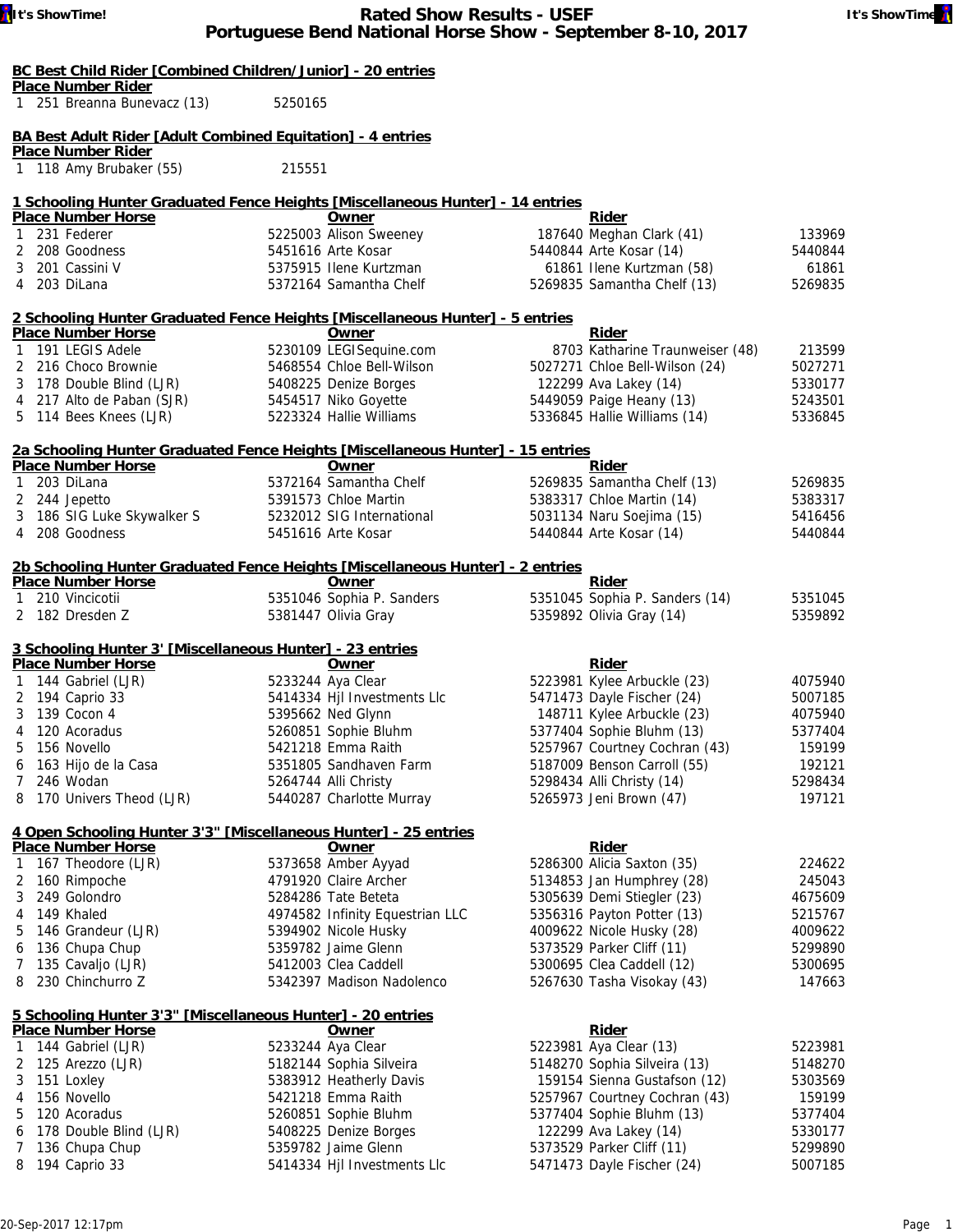# Rated Show Results - USEF
## Portuguese Bend National Horse Show - September 8-10, 2017

### BC Best Child Rider [Combined Children/Junior] - 20 entries

| Place | Number | Rider | |
|---|---|---|---|
| 1 | 251 | Breanna Bunevacz (13) | 5250165 |

### BA Best Adult Rider [Adult Combined Equitation] - 4 entries

| Place | Number | Rider | |
|---|---|---|---|
| 1 | 118 | Amy Brubaker (55) | 215551 |

### 1 Schooling Hunter Graduated Fence Heights [Miscellaneous Hunter] - 14 entries

| Place | Number | Horse | | Owner | | Rider | |
|---|---|---|---|---|---|---|---|
| 1 | 231 | Federer | 5225003 | Alison Sweeney | 187640 | Meghan Clark (41) | 133969 |
| 2 | 208 | Goodness | 5451616 | Arte Kosar | 5440844 | Arte Kosar (14) | 5440844 |
| 3 | 201 | Cassini V | 5375915 | Ilene Kurtzman | 61861 | Ilene Kurtzman (58) | 61861 |
| 4 | 203 | DiLana | 5372164 | Samantha Chelf | 5269835 | Samantha Chelf (13) | 5269835 |

### 2 Schooling Hunter Graduated Fence Heights [Miscellaneous Hunter] - 5 entries

| Place | Number | Horse | | Owner | | Rider | |
|---|---|---|---|---|---|---|---|
| 1 | 191 | LEGIS Adele | 5230109 | LEGISequine.com | 8703 | Katharine Traunweiser (48) | 213599 |
| 2 | 216 | Choco Brownie | 5468554 | Chloe Bell-Wilson | 5027271 | Chloe Bell-Wilson (24) | 5027271 |
| 3 | 178 | Double Blind (LJR) | 5408225 | Denize Borges | 122299 | Ava Lakey (14) | 5330177 |
| 4 | 217 | Alto de Paban (SJR) | 5454517 | Niko Goyette | 5449059 | Paige Heany (13) | 5243501 |
| 5 | 114 | Bees Knees (LJR) | 5223324 | Hallie Williams | 5336845 | Hallie Williams (14) | 5336845 |

### 2a Schooling Hunter Graduated Fence Heights [Miscellaneous Hunter] - 15 entries

| Place | Number | Horse | | Owner | | Rider | |
|---|---|---|---|---|---|---|---|
| 1 | 203 | DiLana | 5372164 | Samantha Chelf | 5269835 | Samantha Chelf (13) | 5269835 |
| 2 | 244 | Jepetto | 5391573 | Chloe Martin | 5383317 | Chloe Martin (14) | 5383317 |
| 3 | 186 | SIG Luke Skywalker S | 5232012 | SIG International | 5031134 | Naru Soejima (15) | 5416456 |
| 4 | 208 | Goodness | 5451616 | Arte Kosar | 5440844 | Arte Kosar (14) | 5440844 |

### 2b Schooling Hunter Graduated Fence Heights [Miscellaneous Hunter] - 2 entries

| Place | Number | Horse | | Owner | | Rider | |
|---|---|---|---|---|---|---|---|
| 1 | 210 | Vincicotii | 5351046 | Sophia P. Sanders | 5351045 | Sophia P. Sanders (14) | 5351045 |
| 2 | 182 | Dresden Z | 5381447 | Olivia Gray | 5359892 | Olivia Gray (14) | 5359892 |

### 3 Schooling Hunter 3' [Miscellaneous Hunter] - 23 entries

| Place | Number | Horse | | Owner | | Rider | |
|---|---|---|---|---|---|---|---|
| 1 | 144 | Gabriel (LJR) | 5233244 | Aya Clear | 5223981 | Kylee Arbuckle (23) | 4075940 |
| 2 | 194 | Caprio 33 | 5414334 | Hjl Investments Llc | 5471473 | Dayle Fischer (24) | 5007185 |
| 3 | 139 | Cocon 4 | 5395662 | Ned Glynn | 148711 | Kylee Arbuckle (23) | 4075940 |
| 4 | 120 | Acoradus | 5260851 | Sophie Bluhm | 5377404 | Sophie Bluhm (13) | 5377404 |
| 5 | 156 | Novello | 5421218 | Emma Raith | 5257967 | Courtney Cochran (43) | 159199 |
| 6 | 163 | Hijo de la Casa | 5351805 | Sandhaven Farm | 5187009 | Benson Carroll (55) | 192121 |
| 7 | 246 | Wodan | 5264744 | Alli Christy | 5298434 | Alli Christy (14) | 5298434 |
| 8 | 170 | Univers Theod (LJR) | 5440287 | Charlotte Murray | 5265973 | Jeni Brown (47) | 197121 |

### 4 Open Schooling Hunter 3'3" [Miscellaneous Hunter] - 25 entries

| Place | Number | Horse | | Owner | | Rider | |
|---|---|---|---|---|---|---|---|
| 1 | 167 | Theodore (LJR) | 5373658 | Amber Ayyad | 5286300 | Alicia Saxton (35) | 224622 |
| 2 | 160 | Rimpoche | 4791920 | Claire Archer | 5134853 | Jan Humphrey (28) | 245043 |
| 3 | 249 | Golondro | 5284286 | Tate Beteta | 5305639 | Demi Stiegler (23) | 4675609 |
| 4 | 149 | Khaled | 4974582 | Infinity Equestrian LLC | 5356316 | Payton Potter (13) | 5215767 |
| 5 | 146 | Grandeur (LJR) | 5394902 | Nicole Husky | 4009622 | Nicole Husky (28) | 4009622 |
| 6 | 136 | Chupa Chup | 5359782 | Jaime Glenn | 5373529 | Parker Cliff (11) | 5299890 |
| 7 | 135 | Cavaljo (LJR) | 5412003 | Clea Caddell | 5300695 | Clea Caddell (12) | 5300695 |
| 8 | 230 | Chinchurro Z | 5342397 | Madison Nadolenco | 5267630 | Tasha Visokay (43) | 147663 |

### 5 Schooling Hunter 3'3" [Miscellaneous Hunter] - 20 entries

| Place | Number | Horse | | Owner | | Rider | |
|---|---|---|---|---|---|---|---|
| 1 | 144 | Gabriel (LJR) | 5233244 | Aya Clear | 5223981 | Aya Clear (13) | 5223981 |
| 2 | 125 | Arezzo (LJR) | 5182144 | Sophia Silveira | 5148270 | Sophia Silveira (13) | 5148270 |
| 3 | 151 | Loxley | 5383912 | Heatherly Davis | 159154 | Sienna Gustafson (12) | 5303569 |
| 4 | 156 | Novello | 5421218 | Emma Raith | 5257967 | Courtney Cochran (43) | 159199 |
| 5 | 120 | Acoradus | 5260851 | Sophie Bluhm | 5377404 | Sophie Bluhm (13) | 5377404 |
| 6 | 178 | Double Blind (LJR) | 5408225 | Denize Borges | 122299 | Ava Lakey (14) | 5330177 |
| 7 | 136 | Chupa Chup | 5359782 | Jaime Glenn | 5373529 | Parker Cliff (11) | 5299890 |
| 8 | 194 | Caprio 33 | 5414334 | Hjl Investments Llc | 5471473 | Dayle Fischer (24) | 5007185 |

20-Sep-2017 12:17pm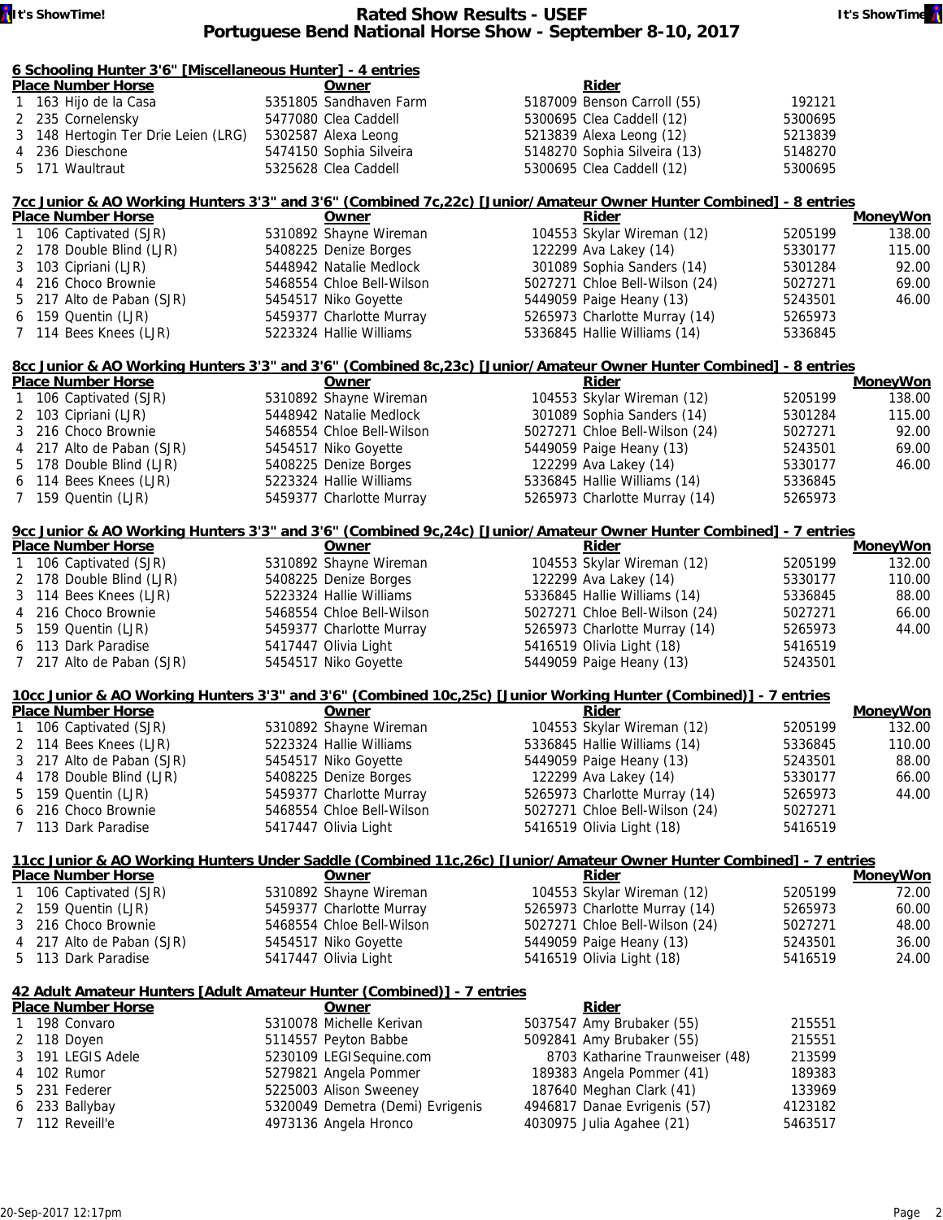# Rated Show Results - USEF
## Portuguese Bend National Horse Show - September 8-10, 2017

### 6 Schooling Hunter 3'6" [Miscellaneous Hunter] - 4 entries

| Place | Number | Horse | Owner | Rider | |
|---|---|---|---|---|---|
| 1 | 163 | Hijo de la Casa | 5351805 Sandhaven Farm | 5187009 Benson Carroll (55) | 192121 |
| 2 | 235 | Cornelensky | 5477080 Clea Caddell | 5300695 Clea Caddell (12) | 5300695 |
| 3 | 148 | Hertogin Ter Drie Leien (LRG) | 5302587 Alexa Leong | 5213839 Alexa Leong (12) | 5213839 |
| 4 | 236 | Dieschone | 5474150 Sophia Silveira | 5148270 Sophia Silveira (13) | 5148270 |
| 5 | 171 | Waultraut | 5325628 Clea Caddell | 5300695 Clea Caddell (12) | 5300695 |

### 7cc Junior & AO Working Hunters 3'3" and 3'6" (Combined 7c,22c) [Junior/Amateur Owner Hunter Combined] - 8 entries

| Place | Number | Horse | Owner | Rider | | MoneyWon |
|---|---|---|---|---|---|---|
| 1 | 106 | Captivated (SJR) | 5310892 Shayne Wireman | 104553 Skylar Wireman (12) | 5205199 | 138.00 |
| 2 | 178 | Double Blind (LJR) | 5408225 Denize Borges | 122299 Ava Lakey (14) | 5330177 | 115.00 |
| 3 | 103 | Cipriani (LJR) | 5448942 Natalie Medlock | 301089 Sophia Sanders (14) | 5301284 | 92.00 |
| 4 | 216 | Choco Brownie | 5468554 Chloe Bell-Wilson | 5027271 Chloe Bell-Wilson (24) | 5027271 | 69.00 |
| 5 | 217 | Alto de Paban (SJR) | 5454517 Niko Goyette | 5449059 Paige Heany (13) | 5243501 | 46.00 |
| 6 | 159 | Quentin (LJR) | 5459377 Charlotte Murray | 5265973 Charlotte Murray (14) | 5265973 | |
| 7 | 114 | Bees Knees (LJR) | 5223324 Hallie Williams | 5336845 Hallie Williams (14) | 5336845 | |

### 8cc Junior & AO Working Hunters 3'3" and 3'6" (Combined 8c,23c) [Junior/Amateur Owner Hunter Combined] - 8 entries

| Place | Number | Horse | Owner | Rider | | MoneyWon |
|---|---|---|---|---|---|---|
| 1 | 106 | Captivated (SJR) | 5310892 Shayne Wireman | 104553 Skylar Wireman (12) | 5205199 | 138.00 |
| 2 | 103 | Cipriani (LJR) | 5448942 Natalie Medlock | 301089 Sophia Sanders (14) | 5301284 | 115.00 |
| 3 | 216 | Choco Brownie | 5468554 Chloe Bell-Wilson | 5027271 Chloe Bell-Wilson (24) | 5027271 | 92.00 |
| 4 | 217 | Alto de Paban (SJR) | 5454517 Niko Goyette | 5449059 Paige Heany (13) | 5243501 | 69.00 |
| 5 | 178 | Double Blind (LJR) | 5408225 Denize Borges | 122299 Ava Lakey (14) | 5330177 | 46.00 |
| 6 | 114 | Bees Knees (LJR) | 5223324 Hallie Williams | 5336845 Hallie Williams (14) | 5336845 | |
| 7 | 159 | Quentin (LJR) | 5459377 Charlotte Murray | 5265973 Charlotte Murray (14) | 5265973 | |

### 9cc Junior & AO Working Hunters 3'3" and 3'6" (Combined 9c,24c) [Junior/Amateur Owner Hunter Combined] - 7 entries

| Place | Number | Horse | Owner | Rider | | MoneyWon |
|---|---|---|---|---|---|---|
| 1 | 106 | Captivated (SJR) | 5310892 Shayne Wireman | 104553 Skylar Wireman (12) | 5205199 | 132.00 |
| 2 | 178 | Double Blind (LJR) | 5408225 Denize Borges | 122299 Ava Lakey (14) | 5330177 | 110.00 |
| 3 | 114 | Bees Knees (LJR) | 5223324 Hallie Williams | 5336845 Hallie Williams (14) | 5336845 | 88.00 |
| 4 | 216 | Choco Brownie | 5468554 Chloe Bell-Wilson | 5027271 Chloe Bell-Wilson (24) | 5027271 | 66.00 |
| 5 | 159 | Quentin (LJR) | 5459377 Charlotte Murray | 5265973 Charlotte Murray (14) | 5265973 | 44.00 |
| 6 | 113 | Dark Paradise | 5417447 Olivia Light | 5416519 Olivia Light (18) | 5416519 | |
| 7 | 217 | Alto de Paban (SJR) | 5454517 Niko Goyette | 5449059 Paige Heany (13) | 5243501 | |

### 10cc Junior & AO Working Hunters 3'3" and 3'6" (Combined 10c,25c) [Junior Working Hunter (Combined)] - 7 entries

| Place | Number | Horse | Owner | Rider | | MoneyWon |
|---|---|---|---|---|---|---|
| 1 | 106 | Captivated (SJR) | 5310892 Shayne Wireman | 104553 Skylar Wireman (12) | 5205199 | 132.00 |
| 2 | 114 | Bees Knees (LJR) | 5223324 Hallie Williams | 5336845 Hallie Williams (14) | 5336845 | 110.00 |
| 3 | 217 | Alto de Paban (SJR) | 5454517 Niko Goyette | 5449059 Paige Heany (13) | 5243501 | 88.00 |
| 4 | 178 | Double Blind (LJR) | 5408225 Denize Borges | 122299 Ava Lakey (14) | 5330177 | 66.00 |
| 5 | 159 | Quentin (LJR) | 5459377 Charlotte Murray | 5265973 Charlotte Murray (14) | 5265973 | 44.00 |
| 6 | 216 | Choco Brownie | 5468554 Chloe Bell-Wilson | 5027271 Chloe Bell-Wilson (24) | 5027271 | |
| 7 | 113 | Dark Paradise | 5417447 Olivia Light | 5416519 Olivia Light (18) | 5416519 | |

### 11cc Junior & AO Working Hunters Under Saddle (Combined 11c,26c) [Junior/Amateur Owner Hunter Combined] - 7 entries

| Place | Number | Horse | Owner | Rider | | MoneyWon |
|---|---|---|---|---|---|---|
| 1 | 106 | Captivated (SJR) | 5310892 Shayne Wireman | 104553 Skylar Wireman (12) | 5205199 | 72.00 |
| 2 | 159 | Quentin (LJR) | 5459377 Charlotte Murray | 5265973 Charlotte Murray (14) | 5265973 | 60.00 |
| 3 | 216 | Choco Brownie | 5468554 Chloe Bell-Wilson | 5027271 Chloe Bell-Wilson (24) | 5027271 | 48.00 |
| 4 | 217 | Alto de Paban (SJR) | 5454517 Niko Goyette | 5449059 Paige Heany (13) | 5243501 | 36.00 |
| 5 | 113 | Dark Paradise | 5417447 Olivia Light | 5416519 Olivia Light (18) | 5416519 | 24.00 |

### 42 Adult Amateur Hunters [Adult Amateur Hunter (Combined)] - 7 entries

| Place | Number | Horse | Owner | Rider | |
|---|---|---|---|---|---|
| 1 | 198 | Convaro | 5310078 Michelle Kerivan | 5037547 Amy Brubaker (55) | 215551 |
| 2 | 118 | Doyen | 5114557 Peyton Babbe | 5092841 Amy Brubaker (55) | 215551 |
| 3 | 191 | LEGIS Adele | 5230109 LEGISequine.com | 8703 Katharine Traunweiser (48) | 213599 |
| 4 | 102 | Rumor | 5279821 Angela Pommer | 189383 Angela Pommer (41) | 189383 |
| 5 | 231 | Federer | 5225003 Alison Sweeney | 187640 Meghan Clark (41) | 133969 |
| 6 | 233 | Ballybay | 5320049 Demetra (Demi) Evrigenis | 4946817 Danae Evrigenis (57) | 4123182 |
| 7 | 112 | Reveill'e | 4973136 Angela Hronco | 4030975 Julia Agahee (21) | 5463517 |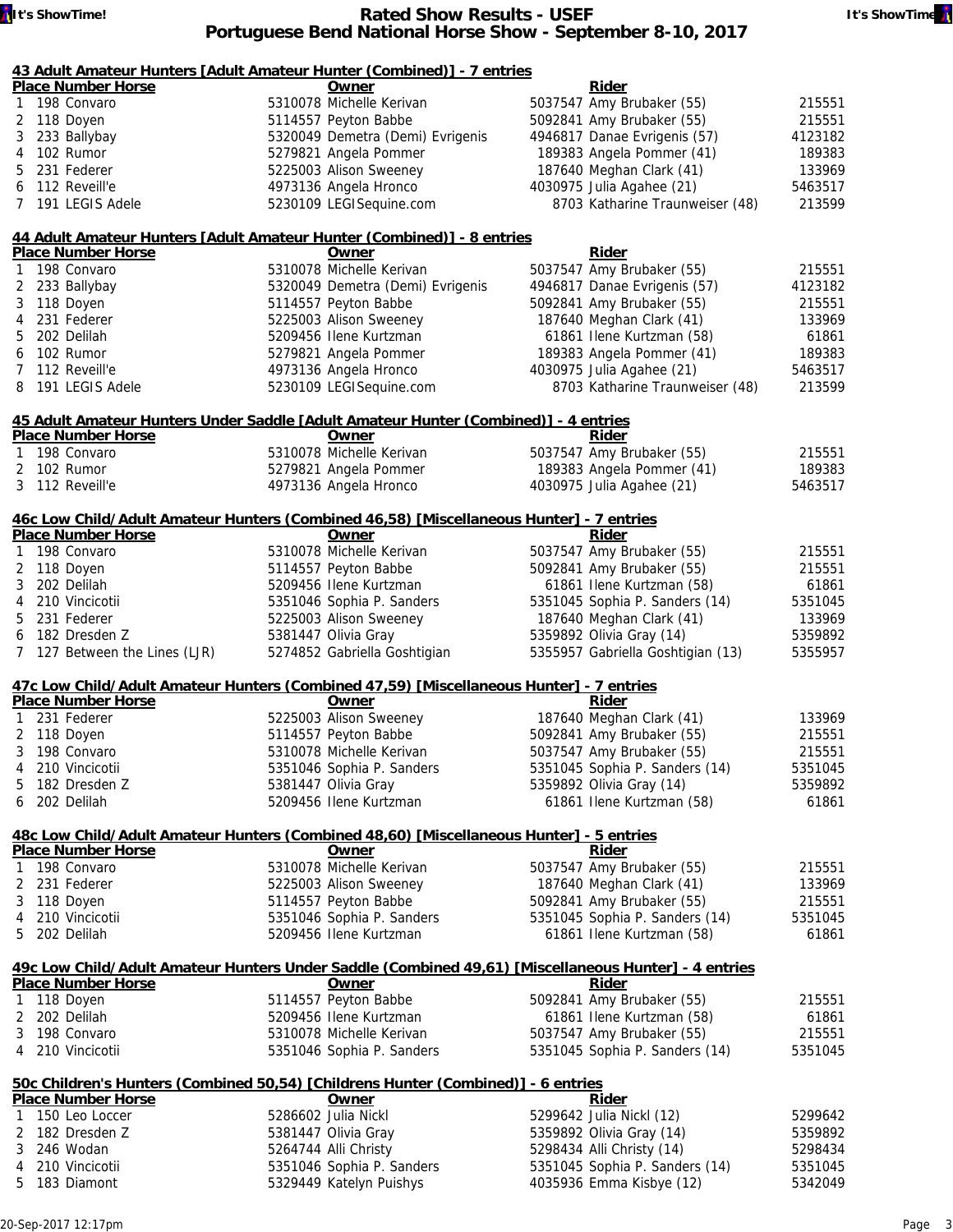## 43 Adult Amateur Hunters [Adult Amateur Hunter (Combined)] - 7 entries

| Place | Number | Horse | Owner | Rider | |
|---|---|---|---|---|---|
| 1 | 198 | Convaro | 5310078 Michelle Kerivan | 5037547 Amy Brubaker (55) | 215551 |
| 2 | 118 | Doyen | 5114557 Peyton Babbe | 5092841 Amy Brubaker (55) | 215551 |
| 3 | 233 | Ballybay | 5320049 Demetra (Demi) Evrigenis | 4946817 Danae Evrigenis (57) | 4123182 |
| 4 | 102 | Rumor | 5279821 Angela Pommer | 189383 Angela Pommer (41) | 189383 |
| 5 | 231 | Federer | 5225003 Alison Sweeney | 187640 Meghan Clark (41) | 133969 |
| 6 | 112 | Reveill'e | 4973136 Angela Hronco | 4030975 Julia Agahee (21) | 5463517 |
| 7 | 191 | LEGIS Adele | 5230109 LEGISequine.com | 8703 Katharine Traunweiser (48) | 213599 |

## 44 Adult Amateur Hunters [Adult Amateur Hunter (Combined)] - 8 entries

| Place | Number | Horse | Owner | Rider | |
|---|---|---|---|---|---|
| 1 | 198 | Convaro | 5310078 Michelle Kerivan | 5037547 Amy Brubaker (55) | 215551 |
| 2 | 233 | Ballybay | 5320049 Demetra (Demi) Evrigenis | 4946817 Danae Evrigenis (57) | 4123182 |
| 3 | 118 | Doyen | 5114557 Peyton Babbe | 5092841 Amy Brubaker (55) | 215551 |
| 4 | 231 | Federer | 5225003 Alison Sweeney | 187640 Meghan Clark (41) | 133969 |
| 5 | 202 | Delilah | 5209456 Ilene Kurtzman | 61861 Ilene Kurtzman (58) | 61861 |
| 6 | 102 | Rumor | 5279821 Angela Pommer | 189383 Angela Pommer (41) | 189383 |
| 7 | 112 | Reveill'e | 4973136 Angela Hronco | 4030975 Julia Agahee (21) | 5463517 |
| 8 | 191 | LEGIS Adele | 5230109 LEGISequine.com | 8703 Katharine Traunweiser (48) | 213599 |

## 45 Adult Amateur Hunters Under Saddle [Adult Amateur Hunter (Combined)] - 4 entries

| Place | Number | Horse | Owner | Rider | |
|---|---|---|---|---|---|
| 1 | 198 | Convaro | 5310078 Michelle Kerivan | 5037547 Amy Brubaker (55) | 215551 |
| 2 | 102 | Rumor | 5279821 Angela Pommer | 189383 Angela Pommer (41) | 189383 |
| 3 | 112 | Reveill'e | 4973136 Angela Hronco | 4030975 Julia Agahee (21) | 5463517 |

## 46c Low Child/Adult Amateur Hunters (Combined 46,58) [Miscellaneous Hunter] - 7 entries

| Place | Number | Horse | Owner | Rider | |
|---|---|---|---|---|---|
| 1 | 198 | Convaro | 5310078 Michelle Kerivan | 5037547 Amy Brubaker (55) | 215551 |
| 2 | 118 | Doyen | 5114557 Peyton Babbe | 5092841 Amy Brubaker (55) | 215551 |
| 3 | 202 | Delilah | 5209456 Ilene Kurtzman | 61861 Ilene Kurtzman (58) | 61861 |
| 4 | 210 | Vincicotii | 5351046 Sophia P. Sanders | 5351045 Sophia P. Sanders (14) | 5351045 |
| 5 | 231 | Federer | 5225003 Alison Sweeney | 187640 Meghan Clark (41) | 133969 |
| 6 | 182 | Dresden Z | 5381447 Olivia Gray | 5359892 Olivia Gray (14) | 5359892 |
| 7 | 127 | Between the Lines (LJR) | 5274852 Gabriella Goshtigian | 5355957 Gabriella Goshtigian (13) | 5355957 |

## 47c Low Child/Adult Amateur Hunters (Combined 47,59) [Miscellaneous Hunter] - 7 entries

| Place | Number | Horse | Owner | Rider | |
|---|---|---|---|---|---|
| 1 | 231 | Federer | 5225003 Alison Sweeney | 187640 Meghan Clark (41) | 133969 |
| 2 | 118 | Doyen | 5114557 Peyton Babbe | 5092841 Amy Brubaker (55) | 215551 |
| 3 | 198 | Convaro | 5310078 Michelle Kerivan | 5037547 Amy Brubaker (55) | 215551 |
| 4 | 210 | Vincicotii | 5351046 Sophia P. Sanders | 5351045 Sophia P. Sanders (14) | 5351045 |
| 5 | 182 | Dresden Z | 5381447 Olivia Gray | 5359892 Olivia Gray (14) | 5359892 |
| 6 | 202 | Delilah | 5209456 Ilene Kurtzman | 61861 Ilene Kurtzman (58) | 61861 |

## 48c Low Child/Adult Amateur Hunters (Combined 48,60) [Miscellaneous Hunter] - 5 entries

| Place | Number | Horse | Owner | Rider | |
|---|---|---|---|---|---|
| 1 | 198 | Convaro | 5310078 Michelle Kerivan | 5037547 Amy Brubaker (55) | 215551 |
| 2 | 231 | Federer | 5225003 Alison Sweeney | 187640 Meghan Clark (41) | 133969 |
| 3 | 118 | Doyen | 5114557 Peyton Babbe | 5092841 Amy Brubaker (55) | 215551 |
| 4 | 210 | Vincicotii | 5351046 Sophia P. Sanders | 5351045 Sophia P. Sanders (14) | 5351045 |
| 5 | 202 | Delilah | 5209456 Ilene Kurtzman | 61861 Ilene Kurtzman (58) | 61861 |

## 49c Low Child/Adult Amateur Hunters Under Saddle (Combined 49,61) [Miscellaneous Hunter] - 4 entries

| Place | Number | Horse | Owner | Rider | |
|---|---|---|---|---|---|
| 1 | 118 | Doyen | 5114557 Peyton Babbe | 5092841 Amy Brubaker (55) | 215551 |
| 2 | 202 | Delilah | 5209456 Ilene Kurtzman | 61861 Ilene Kurtzman (58) | 61861 |
| 3 | 198 | Convaro | 5310078 Michelle Kerivan | 5037547 Amy Brubaker (55) | 215551 |
| 4 | 210 | Vincicotii | 5351046 Sophia P. Sanders | 5351045 Sophia P. Sanders (14) | 5351045 |

## 50c Children's Hunters (Combined 50,54) [Childrens Hunter (Combined)] - 6 entries

| Place | Number | Horse | Owner | Rider | |
|---|---|---|---|---|---|
| 1 | 150 | Leo Loccer | 5286602 Julia Nickl | 5299642 Julia Nickl (12) | 5299642 |
| 2 | 182 | Dresden Z | 5381447 Olivia Gray | 5359892 Olivia Gray (14) | 5359892 |
| 3 | 246 | Wodan | 5264744 Alli Christy | 5298434 Alli Christy (14) | 5298434 |
| 4 | 210 | Vincicotii | 5351046 Sophia P. Sanders | 5351045 Sophia P. Sanders (14) | 5351045 |
| 5 | 183 | Diamont | 5329449 Katelyn Puishys | 4035936 Emma Kisbye (12) | 5342049 |

20-Sep-2017 12:17pm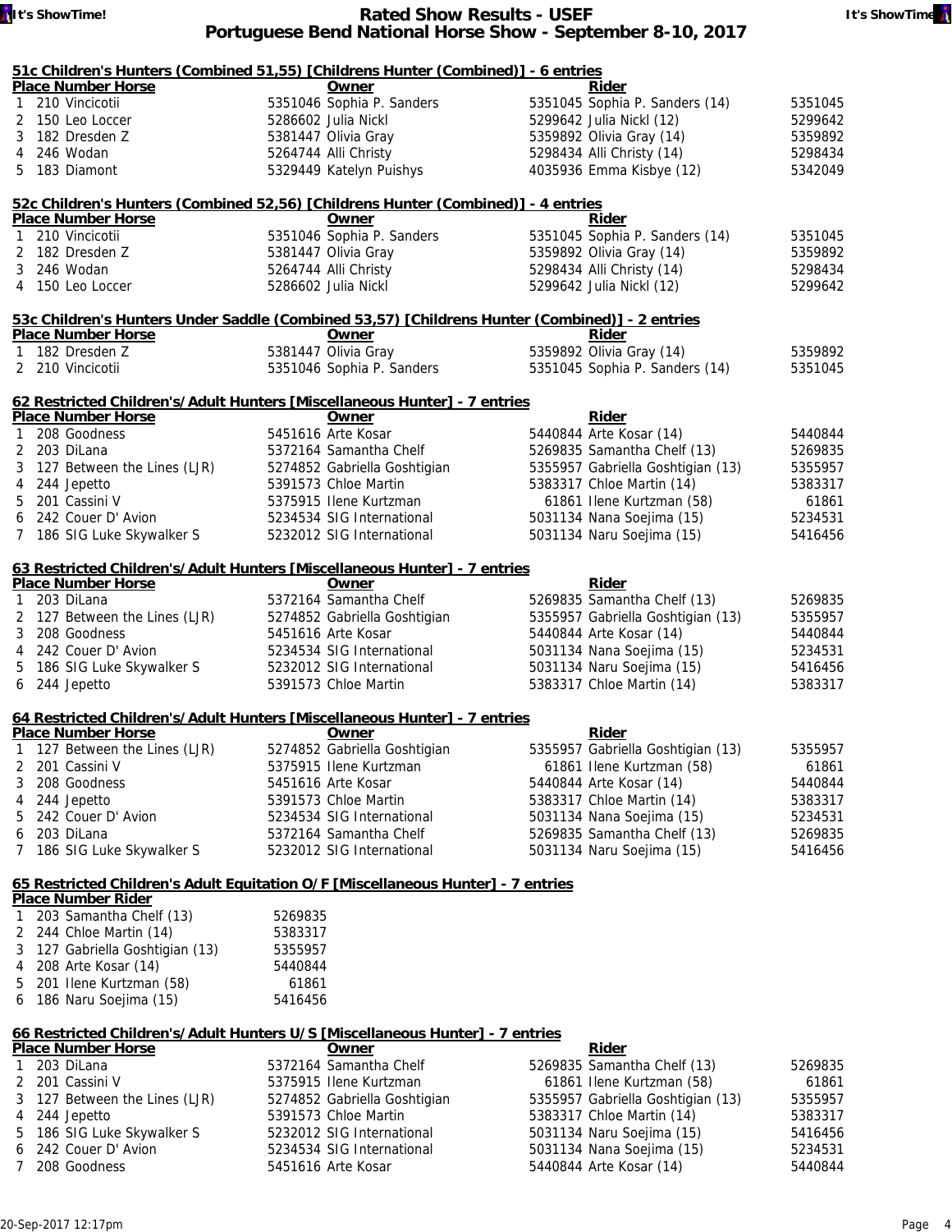### 51c Children's Hunters (Combined 51,55) [Childrens Hunter (Combined)] - 6 entries

| Place | Number | Horse | Owner | Rider | |
|---|---|---|---|---|---|
| 1 | 210 | Vincicotii | 5351046 Sophia P. Sanders | 5351045 Sophia P. Sanders (14) | 5351045 |
| 2 | 150 | Leo Loccer | 5286602 Julia Nickl | 5299642 Julia Nickl (12) | 5299642 |
| 3 | 182 | Dresden Z | 5381447 Olivia Gray | 5359892 Olivia Gray (14) | 5359892 |
| 4 | 246 | Wodan | 5264744 Alli Christy | 5298434 Alli Christy (14) | 5298434 |
| 5 | 183 | Diamont | 5329449 Katelyn Puishys | 4035936 Emma Kisbye (12) | 5342049 |

### 52c Children's Hunters (Combined 52,56) [Childrens Hunter (Combined)] - 4 entries

| Place | Number | Horse | Owner | Rider | |
|---|---|---|---|---|---|
| 1 | 210 | Vincicotii | 5351046 Sophia P. Sanders | 5351045 Sophia P. Sanders (14) | 5351045 |
| 2 | 182 | Dresden Z | 5381447 Olivia Gray | 5359892 Olivia Gray (14) | 5359892 |
| 3 | 246 | Wodan | 5264744 Alli Christy | 5298434 Alli Christy (14) | 5298434 |
| 4 | 150 | Leo Loccer | 5286602 Julia Nickl | 5299642 Julia Nickl (12) | 5299642 |

### 53c Children's Hunters Under Saddle (Combined 53,57) [Childrens Hunter (Combined)] - 2 entries

| Place | Number | Horse | Owner | Rider | |
|---|---|---|---|---|---|
| 1 | 182 | Dresden Z | 5381447 Olivia Gray | 5359892 Olivia Gray (14) | 5359892 |
| 2 | 210 | Vincicotii | 5351046 Sophia P. Sanders | 5351045 Sophia P. Sanders (14) | 5351045 |

### 62 Restricted Children's/Adult Hunters [Miscellaneous Hunter] - 7 entries

| Place | Number | Horse | Owner | Rider | |
|---|---|---|---|---|---|
| 1 | 208 | Goodness | 5451616 Arte Kosar | 5440844 Arte Kosar (14) | 5440844 |
| 2 | 203 | DiLana | 5372164 Samantha Chelf | 5269835 Samantha Chelf (13) | 5269835 |
| 3 | 127 | Between the Lines (LJR) | 5274852 Gabriella Goshtigian | 5355957 Gabriella Goshtigian (13) | 5355957 |
| 4 | 244 | Jepetto | 5391573 Chloe Martin | 5383317 Chloe Martin (14) | 5383317 |
| 5 | 201 | Cassini V | 5375915 Ilene Kurtzman | 61861 Ilene Kurtzman (58) | 61861 |
| 6 | 242 | Couer D' Avion | 5234534 SIG International | 5031134 Nana Soejima (15) | 5234531 |
| 7 | 186 | SIG Luke Skywalker S | 5232012 SIG International | 5031134 Naru Soejima (15) | 5416456 |

### 63 Restricted Children's/Adult Hunters [Miscellaneous Hunter] - 7 entries

| Place | Number | Horse | Owner | Rider | |
|---|---|---|---|---|---|
| 1 | 203 | DiLana | 5372164 Samantha Chelf | 5269835 Samantha Chelf (13) | 5269835 |
| 2 | 127 | Between the Lines (LJR) | 5274852 Gabriella Goshtigian | 5355957 Gabriella Goshtigian (13) | 5355957 |
| 3 | 208 | Goodness | 5451616 Arte Kosar | 5440844 Arte Kosar (14) | 5440844 |
| 4 | 242 | Couer D' Avion | 5234534 SIG International | 5031134 Nana Soejima (15) | 5234531 |
| 5 | 186 | SIG Luke Skywalker S | 5232012 SIG International | 5031134 Naru Soejima (15) | 5416456 |
| 6 | 244 | Jepetto | 5391573 Chloe Martin | 5383317 Chloe Martin (14) | 5383317 |

### 64 Restricted Children's/Adult Hunters [Miscellaneous Hunter] - 7 entries

| Place | Number | Horse | Owner | Rider | |
|---|---|---|---|---|---|
| 1 | 127 | Between the Lines (LJR) | 5274852 Gabriella Goshtigian | 5355957 Gabriella Goshtigian (13) | 5355957 |
| 2 | 201 | Cassini V | 5375915 Ilene Kurtzman | 61861 Ilene Kurtzman (58) | 61861 |
| 3 | 208 | Goodness | 5451616 Arte Kosar | 5440844 Arte Kosar (14) | 5440844 |
| 4 | 244 | Jepetto | 5391573 Chloe Martin | 5383317 Chloe Martin (14) | 5383317 |
| 5 | 242 | Couer D' Avion | 5234534 SIG International | 5031134 Nana Soejima (15) | 5234531 |
| 6 | 203 | DiLana | 5372164 Samantha Chelf | 5269835 Samantha Chelf (13) | 5269835 |
| 7 | 186 | SIG Luke Skywalker S | 5232012 SIG International | 5031134 Naru Soejima (15) | 5416456 |

### 65 Restricted Children's Adult Equitation O/F [Miscellaneous Hunter] - 7 entries

| Place | Number | Rider | |
|---|---|---|---|
| 1 | 203 | Samantha Chelf (13) | 5269835 |
| 2 | 244 | Chloe Martin (14) | 5383317 |
| 3 | 127 | Gabriella Goshtigian (13) | 5355957 |
| 4 | 208 | Arte Kosar (14) | 5440844 |
| 5 | 201 | Ilene Kurtzman (58) | 61861 |
| 6 | 186 | Naru Soejima (15) | 5416456 |

### 66 Restricted Children's/Adult Hunters U/S [Miscellaneous Hunter] - 7 entries

| Place | Number | Horse | Owner | Rider | |
|---|---|---|---|---|---|
| 1 | 203 | DiLana | 5372164 Samantha Chelf | 5269835 Samantha Chelf (13) | 5269835 |
| 2 | 201 | Cassini V | 5375915 Ilene Kurtzman | 61861 Ilene Kurtzman (58) | 61861 |
| 3 | 127 | Between the Lines (LJR) | 5274852 Gabriella Goshtigian | 5355957 Gabriella Goshtigian (13) | 5355957 |
| 4 | 244 | Jepetto | 5391573 Chloe Martin | 5383317 Chloe Martin (14) | 5383317 |
| 5 | 186 | SIG Luke Skywalker S | 5232012 SIG International | 5031134 Naru Soejima (15) | 5416456 |
| 6 | 242 | Couer D' Avion | 5234534 SIG International | 5031134 Nana Soejima (15) | 5234531 |
| 7 | 208 | Goodness | 5451616 Arte Kosar | 5440844 Arte Kosar (14) | 5440844 |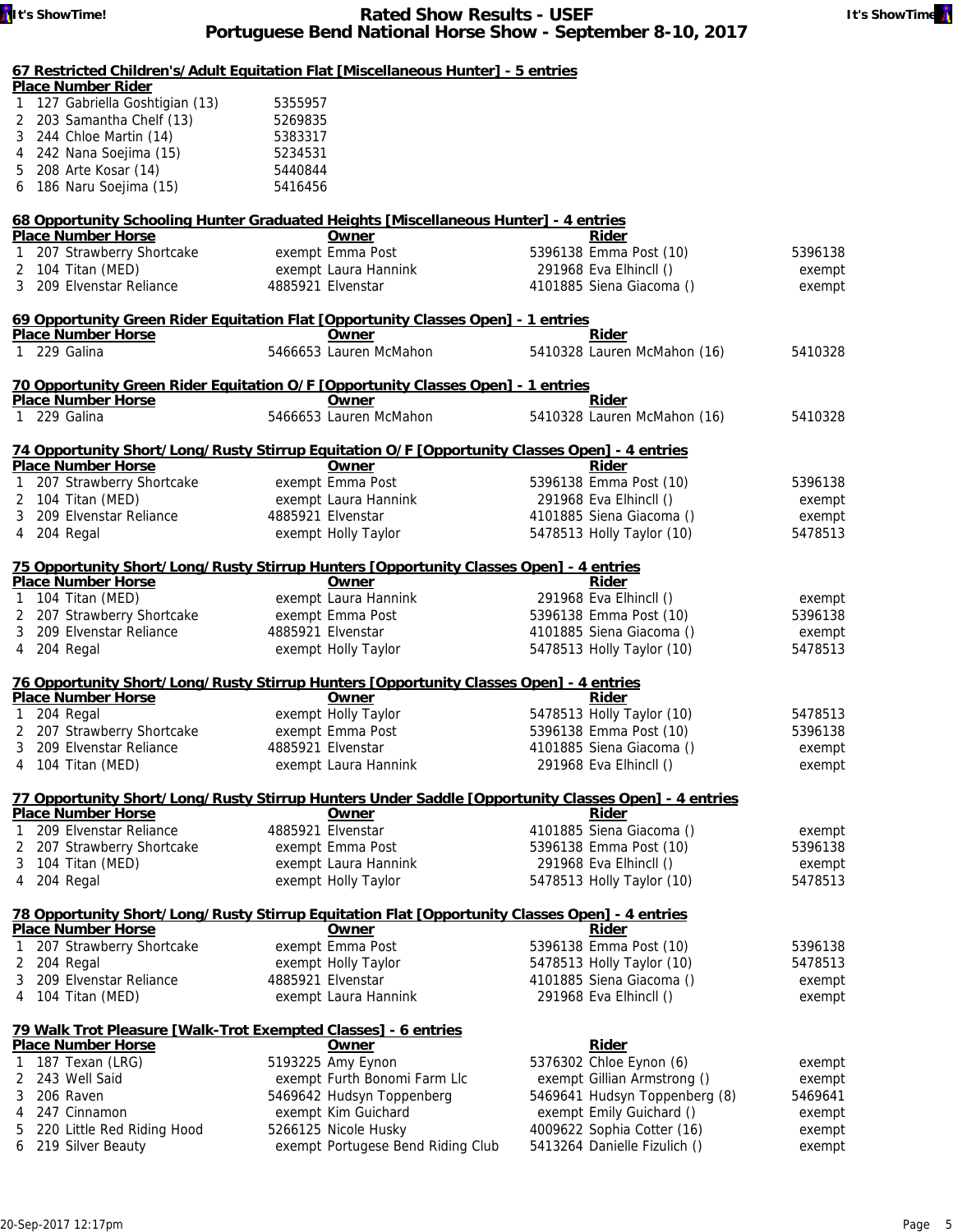### 67 Restricted Children's/Adult Equitation Flat [Miscellaneous Hunter] - 5 entries

| Place | Number | Rider | |
|---|---|---|---|
| 1 | 127 | Gabriella Goshtigian (13) | 5355957 |
| 2 | 203 | Samantha Chelf (13) | 5269835 |
| 3 | 244 | Chloe Martin (14) | 5383317 |
| 4 | 242 | Nana Soejima (15) | 5234531 |
| 5 | 208 | Arte Kosar (14) | 5440844 |
| 6 | 186 | Naru Soejima (15) | 5416456 |

### 68 Opportunity Schooling Hunter Graduated Heights [Miscellaneous Hunter] - 4 entries

| Place | Number | Horse | | Owner | | Rider | |
|---|---|---|---|---|---|---|---|
| 1 | 207 | Strawberry Shortcake | exempt | Emma Post | 5396138 | Emma Post (10) | 5396138 |
| 2 | 104 | Titan (MED) | exempt | Laura Hannink | 291968 | Eva Elhincll () | exempt |
| 3 | 209 | Elvenstar Reliance | 4885921 | Elvenstar | 4101885 | Siena Giacoma () | exempt |

### 69 Opportunity Green Rider Equitation Flat [Opportunity Classes Open] - 1 entries

| Place | Number | Horse | | Owner | | Rider | |
|---|---|---|---|---|---|---|---|
| 1 | 229 | Galina | 5466653 | Lauren McMahon | 5410328 | Lauren McMahon (16) | 5410328 |

### 70 Opportunity Green Rider Equitation O/F [Opportunity Classes Open] - 1 entries

| Place | Number | Horse | | Owner | | Rider | |
|---|---|---|---|---|---|---|---|
| 1 | 229 | Galina | 5466653 | Lauren McMahon | 5410328 | Lauren McMahon (16) | 5410328 |

### 74 Opportunity Short/Long/Rusty Stirrup Equitation O/F [Opportunity Classes Open] - 4 entries

| Place | Number | Horse | | Owner | | Rider | |
|---|---|---|---|---|---|---|---|
| 1 | 207 | Strawberry Shortcake | exempt | Emma Post | 5396138 | Emma Post (10) | 5396138 |
| 2 | 104 | Titan (MED) | exempt | Laura Hannink | 291968 | Eva Elhincll () | exempt |
| 3 | 209 | Elvenstar Reliance | 4885921 | Elvenstar | 4101885 | Siena Giacoma () | exempt |
| 4 | 204 | Regal | exempt | Holly Taylor | 5478513 | Holly Taylor (10) | 5478513 |

### 75 Opportunity Short/Long/Rusty Stirrup Hunters [Opportunity Classes Open] - 4 entries

| Place | Number | Horse | | Owner | | Rider | |
|---|---|---|---|---|---|---|---|
| 1 | 104 | Titan (MED) | exempt | Laura Hannink | 291968 | Eva Elhincll () | exempt |
| 2 | 207 | Strawberry Shortcake | exempt | Emma Post | 5396138 | Emma Post (10) | 5396138 |
| 3 | 209 | Elvenstar Reliance | 4885921 | Elvenstar | 4101885 | Siena Giacoma () | exempt |
| 4 | 204 | Regal | exempt | Holly Taylor | 5478513 | Holly Taylor (10) | 5478513 |

### 76 Opportunity Short/Long/Rusty Stirrup Hunters [Opportunity Classes Open] - 4 entries

| Place | Number | Horse | | Owner | | Rider | |
|---|---|---|---|---|---|---|---|
| 1 | 204 | Regal | exempt | Holly Taylor | 5478513 | Holly Taylor (10) | 5478513 |
| 2 | 207 | Strawberry Shortcake | exempt | Emma Post | 5396138 | Emma Post (10) | 5396138 |
| 3 | 209 | Elvenstar Reliance | 4885921 | Elvenstar | 4101885 | Siena Giacoma () | exempt |
| 4 | 104 | Titan (MED) | exempt | Laura Hannink | 291968 | Eva Elhincll () | exempt |

### 77 Opportunity Short/Long/Rusty Stirrup Hunters Under Saddle [Opportunity Classes Open] - 4 entries

| Place | Number | Horse | | Owner | | Rider | |
|---|---|---|---|---|---|---|---|
| 1 | 209 | Elvenstar Reliance | 4885921 | Elvenstar | 4101885 | Siena Giacoma () | exempt |
| 2 | 207 | Strawberry Shortcake | exempt | Emma Post | 5396138 | Emma Post (10) | 5396138 |
| 3 | 104 | Titan (MED) | exempt | Laura Hannink | 291968 | Eva Elhincll () | exempt |
| 4 | 204 | Regal | exempt | Holly Taylor | 5478513 | Holly Taylor (10) | 5478513 |

### 78 Opportunity Short/Long/Rusty Stirrup Equitation Flat [Opportunity Classes Open] - 4 entries

| Place | Number | Horse | | Owner | | Rider | |
|---|---|---|---|---|---|---|---|
| 1 | 207 | Strawberry Shortcake | exempt | Emma Post | 5396138 | Emma Post (10) | 5396138 |
| 2 | 204 | Regal | exempt | Holly Taylor | 5478513 | Holly Taylor (10) | 5478513 |
| 3 | 209 | Elvenstar Reliance | 4885921 | Elvenstar | 4101885 | Siena Giacoma () | exempt |
| 4 | 104 | Titan (MED) | exempt | Laura Hannink | 291968 | Eva Elhincll () | exempt |

### 79 Walk Trot Pleasure [Walk-Trot Exempted Classes] - 6 entries

| Place | Number | Horse | | Owner | | Rider | |
|---|---|---|---|---|---|---|---|
| 1 | 187 | Texan (LRG) | 5193225 | Amy Eynon | 5376302 | Chloe Eynon (6) | exempt |
| 2 | 243 | Well Said | exempt | Furth Bonomi Farm Llc | exempt | Gillian Armstrong () | exempt |
| 3 | 206 | Raven | 5469642 | Hudsyn Toppenberg | 5469641 | Hudsyn Toppenberg (8) | 5469641 |
| 4 | 247 | Cinnamon | exempt | Kim Guichard | exempt | Emily Guichard () | exempt |
| 5 | 220 | Little Red Riding Hood | 5266125 | Nicole Husky | 4009622 | Sophia Cotter (16) | exempt |
| 6 | 219 | Silver Beauty | exempt | Portugese Bend Riding Club | 5413264 | Danielle Fizulich () | exempt |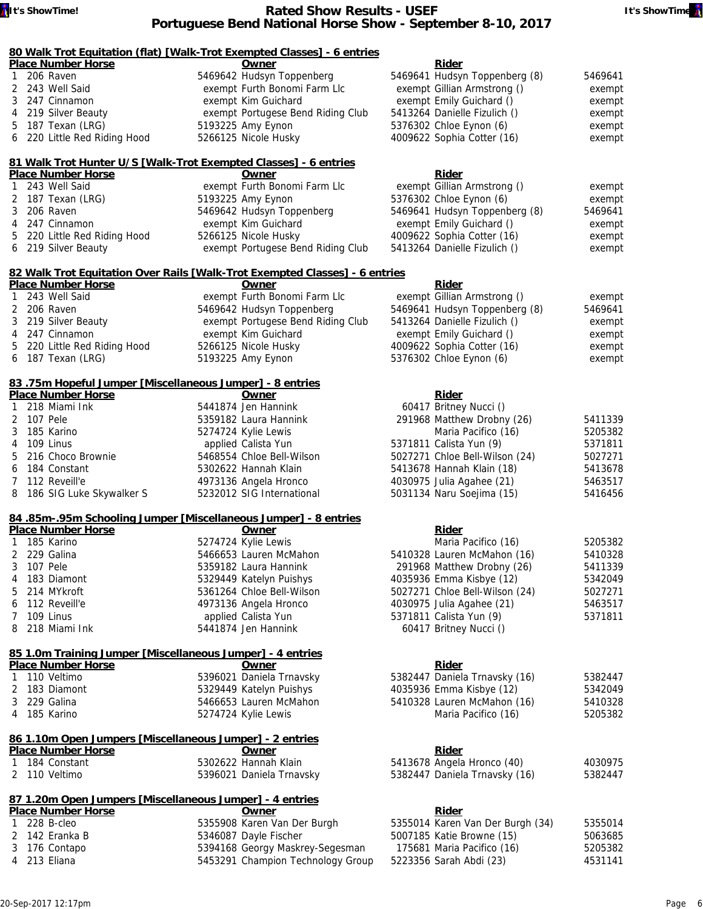# Rated Show Results - USEF
## Portuguese Bend National Horse Show - September 8-10, 2017

### 80 Walk Trot Equitation (flat) [Walk-Trot Exempted Classes] - 6 entries

| Place | Number | Horse | | Owner | | Rider | |
|---|---|---|---|---|---|---|---|
| 1 | 206 | Raven | 5469642 | Hudsyn Toppenberg | 5469641 | Hudsyn Toppenberg (8) | 5469641 |
| 2 | 243 | Well Said | exempt | Furth Bonomi Farm Llc | exempt | Gillian Armstrong () | exempt |
| 3 | 247 | Cinnamon | exempt | Kim Guichard | exempt | Emily Guichard () | exempt |
| 4 | 219 | Silver Beauty | exempt | Portugese Bend Riding Club | 5413264 | Danielle Fizulich () | exempt |
| 5 | 187 | Texan (LRG) | 5193225 | Amy Eynon | 5376302 | Chloe Eynon (6) | exempt |
| 6 | 220 | Little Red Riding Hood | 5266125 | Nicole Husky | 4009622 | Sophia Cotter (16) | exempt |

### 81 Walk Trot Hunter U/S [Walk-Trot Exempted Classes] - 6 entries

| Place | Number | Horse | | Owner | | Rider | |
|---|---|---|---|---|---|---|---|
| 1 | 243 | Well Said | exempt | Furth Bonomi Farm Llc | exempt | Gillian Armstrong () | exempt |
| 2 | 187 | Texan (LRG) | 5193225 | Amy Eynon | 5376302 | Chloe Eynon (6) | exempt |
| 3 | 206 | Raven | 5469642 | Hudsyn Toppenberg | 5469641 | Hudsyn Toppenberg (8) | 5469641 |
| 4 | 247 | Cinnamon | exempt | Kim Guichard | exempt | Emily Guichard () | exempt |
| 5 | 220 | Little Red Riding Hood | 5266125 | Nicole Husky | 4009622 | Sophia Cotter (16) | exempt |
| 6 | 219 | Silver Beauty | exempt | Portugese Bend Riding Club | 5413264 | Danielle Fizulich () | exempt |

### 82 Walk Trot Equitation Over Rails [Walk-Trot Exempted Classes] - 6 entries

| Place | Number | Horse | | Owner | | Rider | |
|---|---|---|---|---|---|---|---|
| 1 | 243 | Well Said | exempt | Furth Bonomi Farm Llc | exempt | Gillian Armstrong () | exempt |
| 2 | 206 | Raven | 5469642 | Hudsyn Toppenberg | 5469641 | Hudsyn Toppenberg (8) | 5469641 |
| 3 | 219 | Silver Beauty | exempt | Portugese Bend Riding Club | 5413264 | Danielle Fizulich () | exempt |
| 4 | 247 | Cinnamon | exempt | Kim Guichard | exempt | Emily Guichard () | exempt |
| 5 | 220 | Little Red Riding Hood | 5266125 | Nicole Husky | 4009622 | Sophia Cotter (16) | exempt |
| 6 | 187 | Texan (LRG) | 5193225 | Amy Eynon | 5376302 | Chloe Eynon (6) | exempt |

### 83 .75m Hopeful Jumper [Miscellaneous Jumper] - 8 entries

| Place | Number | Horse | | Owner | | Rider | |
|---|---|---|---|---|---|---|---|
| 1 | 218 | Miami Ink | 5441874 | Jen Hannink | 60417 | Britney Nucci () | |
| 2 | 107 | Pele | 5359182 | Laura Hannink | 291968 | Matthew Drobny (26) | 5411339 |
| 3 | 185 | Karino | 5274724 | Kylie Lewis | | Maria Pacifico (16) | 5205382 |
| 4 | 109 | Linus | applied | Calista Yun | 5371811 | Calista Yun (9) | 5371811 |
| 5 | 216 | Choco Brownie | 5468554 | Chloe Bell-Wilson | 5027271 | Chloe Bell-Wilson (24) | 5027271 |
| 6 | 184 | Constant | 5302622 | Hannah Klain | 5413678 | Hannah Klain (18) | 5413678 |
| 7 | 112 | Reveill'e | 4973136 | Angela Hronco | 4030975 | Julia Agahee (21) | 5463517 |
| 8 | 186 | SIG Luke Skywalker S | 5232012 | SIG International | 5031134 | Naru Soejima (15) | 5416456 |

### 84 .85m-.95m Schooling Jumper [Miscellaneous Jumper] - 8 entries

| Place | Number | Horse | | Owner | | Rider | |
|---|---|---|---|---|---|---|---|
| 1 | 185 | Karino | 5274724 | Kylie Lewis | | Maria Pacifico (16) | 5205382 |
| 2 | 229 | Galina | 5466653 | Lauren McMahon | 5410328 | Lauren McMahon (16) | 5410328 |
| 3 | 107 | Pele | 5359182 | Laura Hannink | 291968 | Matthew Drobny (26) | 5411339 |
| 4 | 183 | Diamont | 5329449 | Katelyn Puishys | 4035936 | Emma Kisbye (12) | 5342049 |
| 5 | 214 | MYkroft | 5361264 | Chloe Bell-Wilson | 5027271 | Chloe Bell-Wilson (24) | 5027271 |
| 6 | 112 | Reveill'e | 4973136 | Angela Hronco | 4030975 | Julia Agahee (21) | 5463517 |
| 7 | 109 | Linus | applied | Calista Yun | 5371811 | Calista Yun (9) | 5371811 |
| 8 | 218 | Miami Ink | 5441874 | Jen Hannink | 60417 | Britney Nucci () | |

### 85 1.0m Training Jumper [Miscellaneous Jumper] - 4 entries

| Place | Number | Horse | | Owner | | Rider | |
|---|---|---|---|---|---|---|---|
| 1 | 110 | Veltimo | 5396021 | Daniela Trnavsky | 5382447 | Daniela Trnavsky (16) | 5382447 |
| 2 | 183 | Diamont | 5329449 | Katelyn Puishys | 4035936 | Emma Kisbye (12) | 5342049 |
| 3 | 229 | Galina | 5466653 | Lauren McMahon | 5410328 | Lauren McMahon (16) | 5410328 |
| 4 | 185 | Karino | 5274724 | Kylie Lewis | | Maria Pacifico (16) | 5205382 |

### 86 1.10m Open Jumpers [Miscellaneous Jumper] - 2 entries

| Place | Number | Horse | | Owner | | Rider | |
|---|---|---|---|---|---|---|---|
| 1 | 184 | Constant | 5302622 | Hannah Klain | 5413678 | Angela Hronco (40) | 4030975 |
| 2 | 110 | Veltimo | 5396021 | Daniela Trnavsky | 5382447 | Daniela Trnavsky (16) | 5382447 |

### 87 1.20m Open Jumpers [Miscellaneous Jumper] - 4 entries

| Place | Number | Horse | | Owner | | Rider | |
|---|---|---|---|---|---|---|---|
| 1 | 228 | B-cleo | 5355908 | Karen Van Der Burgh | 5355014 | Karen Van Der Burgh (34) | 5355014 |
| 2 | 142 | Eranka B | 5346087 | Dayle Fischer | 5007185 | Katie Browne (15) | 5063685 |
| 3 | 176 | Contapo | 5394168 | Georgy Maskrey-Segesman | 175681 | Maria Pacifico (16) | 5205382 |
| 4 | 213 | Eliana | 5453291 | Champion Technology Group | 5223356 | Sarah Abdi (23) | 4531141 |

20-Sep-2017 12:17pm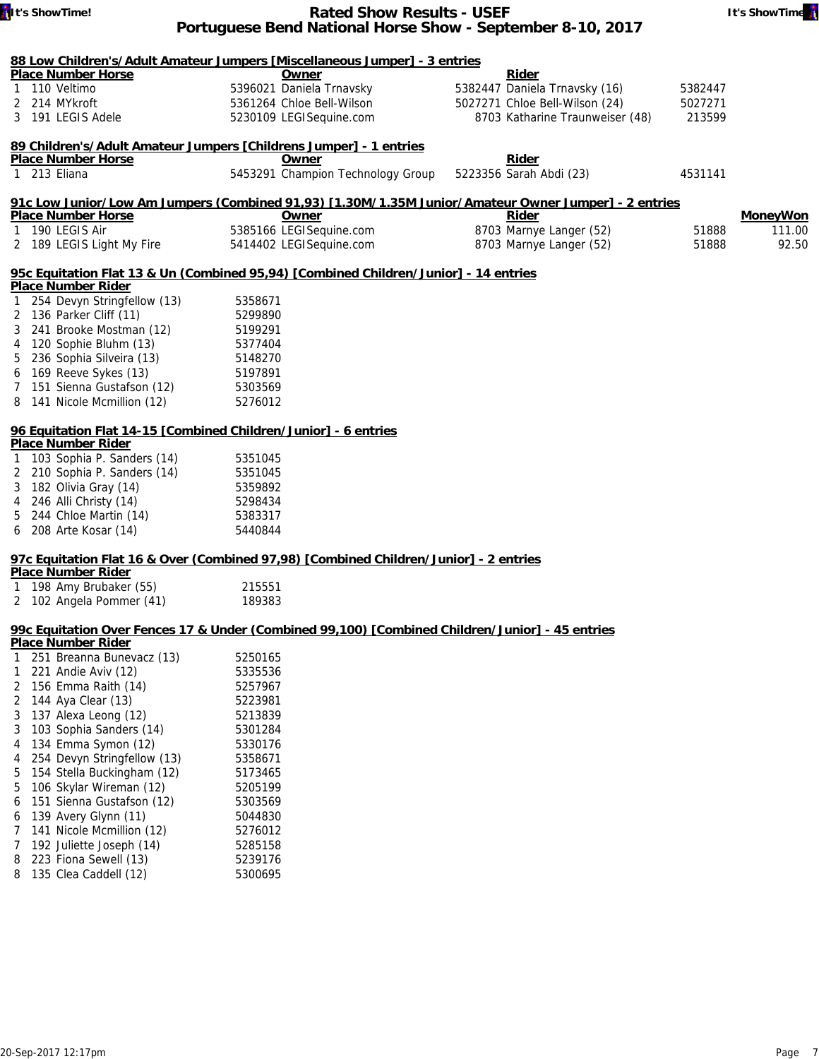# Rated Show Results - USEF
## Portuguese Bend National Horse Show - September 8-10, 2017

### 88 Low Children's/Adult Amateur Jumpers [Miscellaneous Jumper] - 3 entries

| Place | Number | Horse | Owner | Rider | |
|---|---|---|---|---|---|
| 1 | 110 | Veltimo | 5396021 Daniela Trnavsky | 5382447 Daniela Trnavsky (16) | 5382447 |
| 2 | 214 | MYkroft | 5361264 Chloe Bell-Wilson | 5027271 Chloe Bell-Wilson (24) | 5027271 |
| 3 | 191 | LEGIS Adele | 5230109 LEGISequine.com | 8703 Katharine Traunweiser (48) | 213599 |

### 89 Children's/Adult Amateur Jumpers [Childrens Jumper] - 1 entries

| Place | Number | Horse | Owner | Rider | |
|---|---|---|---|---|---|
| 1 | 213 | Eliana | 5453291 Champion Technology Group | 5223356 Sarah Abdi (23) | 4531141 |

### 91c Low Junior/Low Am Jumpers (Combined 91,93) [1.30M/1.35M Junior/Amateur Owner Jumper] - 2 entries

| Place | Number | Horse | Owner | Rider | | MoneyWon |
|---|---|---|---|---|---|---|
| 1 | 190 | LEGIS Air | 5385166 LEGISequine.com | 8703 Marnye Langer (52) | 51888 | 111.00 |
| 2 | 189 | LEGIS Light My Fire | 5414402 LEGISequine.com | 8703 Marnye Langer (52) | 51888 | 92.50 |

### 95c Equitation Flat 13 & Un (Combined 95,94) [Combined Children/Junior] - 14 entries

| Place | Number | Rider | |
|---|---|---|---|
| 1 | 254 | Devyn Stringfellow (13) | 5358671 |
| 2 | 136 | Parker Cliff (11) | 5299890 |
| 3 | 241 | Brooke Mostman (12) | 5199291 |
| 4 | 120 | Sophie Bluhm (13) | 5377404 |
| 5 | 236 | Sophia Silveira (13) | 5148270 |
| 6 | 169 | Reeve Sykes (13) | 5197891 |
| 7 | 151 | Sienna Gustafson (12) | 5303569 |
| 8 | 141 | Nicole Mcmillion (12) | 5276012 |

### 96 Equitation Flat 14-15 [Combined Children/Junior] - 6 entries

| Place | Number | Rider | |
|---|---|---|---|
| 1 | 103 | Sophia P. Sanders (14) | 5351045 |
| 2 | 210 | Sophia P. Sanders (14) | 5351045 |
| 3 | 182 | Olivia Gray (14) | 5359892 |
| 4 | 246 | Alli Christy (14) | 5298434 |
| 5 | 244 | Chloe Martin (14) | 5383317 |
| 6 | 208 | Arte Kosar (14) | 5440844 |

### 97c Equitation Flat 16 & Over (Combined 97,98) [Combined Children/Junior] - 2 entries

| Place | Number | Rider | |
|---|---|---|---|
| 1 | 198 | Amy Brubaker (55) | 215551 |
| 2 | 102 | Angela Pommer (41) | 189383 |

### 99c Equitation Over Fences 17 & Under (Combined 99,100) [Combined Children/Junior] - 45 entries

| Place | Number | Rider | |
|---|---|---|---|
| 1 | 251 | Breanna Bunevacz (13) | 5250165 |
| 1 | 221 | Andie Aviv (12) | 5335536 |
| 2 | 156 | Emma Raith (14) | 5257967 |
| 2 | 144 | Aya Clear (13) | 5223981 |
| 3 | 137 | Alexa Leong (12) | 5213839 |
| 3 | 103 | Sophia Sanders (14) | 5301284 |
| 4 | 134 | Emma Symon (12) | 5330176 |
| 4 | 254 | Devyn Stringfellow (13) | 5358671 |
| 5 | 154 | Stella Buckingham (12) | 5173465 |
| 5 | 106 | Skylar Wireman (12) | 5205199 |
| 6 | 151 | Sienna Gustafson (12) | 5303569 |
| 6 | 139 | Avery Glynn (11) | 5044830 |
| 7 | 141 | Nicole Mcmillion (12) | 5276012 |
| 7 | 192 | Juliette Joseph (14) | 5285158 |
| 8 | 223 | Fiona Sewell (13) | 5239176 |
| 8 | 135 | Clea Caddell (12) | 5300695 |

20-Sep-2017 12:17pm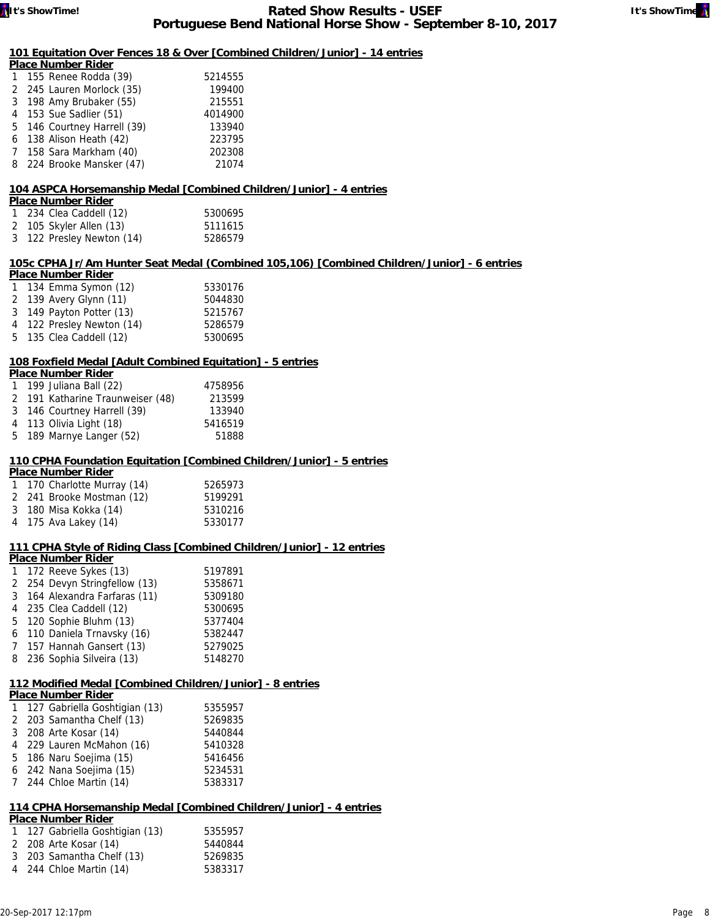# Rated Show Results - USEF
## Portuguese Bend National Horse Show - September 8-10, 2017

### 101 Equitation Over Fences 18 & Over [Combined Children/Junior] - 14 entries

| Place | Number | Rider | |
|---|---|---|---|
| 1 | 155 | Renee Rodda (39) | 5214555 |
| 2 | 245 | Lauren Morlock (35) | 199400 |
| 3 | 198 | Amy Brubaker (55) | 215551 |
| 4 | 153 | Sue Sadlier (51) | 4014900 |
| 5 | 146 | Courtney Harrell (39) | 133940 |
| 6 | 138 | Alison Heath (42) | 223795 |
| 7 | 158 | Sara Markham (40) | 202308 |
| 8 | 224 | Brooke Mansker (47) | 21074 |

### 104 ASPCA Horsemanship Medal [Combined Children/Junior] - 4 entries

| Place | Number | Rider | |
|---|---|---|---|
| 1 | 234 | Clea Caddell (12) | 5300695 |
| 2 | 105 | Skyler Allen (13) | 5111615 |
| 3 | 122 | Presley Newton (14) | 5286579 |

### 105c CPHA Jr/Am Hunter Seat Medal (Combined 105,106) [Combined Children/Junior] - 6 entries

| Place | Number | Rider | |
|---|---|---|---|
| 1 | 134 | Emma Symon (12) | 5330176 |
| 2 | 139 | Avery Glynn (11) | 5044830 |
| 3 | 149 | Payton Potter (13) | 5215767 |
| 4 | 122 | Presley Newton (14) | 5286579 |
| 5 | 135 | Clea Caddell (12) | 5300695 |

### 108 Foxfield Medal [Adult Combined Equitation] - 5 entries

| Place | Number | Rider | |
|---|---|---|---|
| 1 | 199 | Juliana Ball (22) | 4758956 |
| 2 | 191 | Katharine Traunweiser (48) | 213599 |
| 3 | 146 | Courtney Harrell (39) | 133940 |
| 4 | 113 | Olivia Light (18) | 5416519 |
| 5 | 189 | Marnye Langer (52) | 51888 |

### 110 CPHA Foundation Equitation [Combined Children/Junior] - 5 entries

| Place | Number | Rider | |
|---|---|---|---|
| 1 | 170 | Charlotte Murray (14) | 5265973 |
| 2 | 241 | Brooke Mostman (12) | 5199291 |
| 3 | 180 | Misa Kokka (14) | 5310216 |
| 4 | 175 | Ava Lakey (14) | 5330177 |

### 111 CPHA Style of Riding Class [Combined Children/Junior] - 12 entries

| Place | Number | Rider | |
|---|---|---|---|
| 1 | 172 | Reeve Sykes (13) | 5197891 |
| 2 | 254 | Devyn Stringfellow (13) | 5358671 |
| 3 | 164 | Alexandra Farfaras (11) | 5309180 |
| 4 | 235 | Clea Caddell (12) | 5300695 |
| 5 | 120 | Sophie Bluhm (13) | 5377404 |
| 6 | 110 | Daniela Trnavsky (16) | 5382447 |
| 7 | 157 | Hannah Gansert (13) | 5279025 |
| 8 | 236 | Sophia Silveira (13) | 5148270 |

### 112 Modified Medal [Combined Children/Junior] - 8 entries

| Place | Number | Rider | |
|---|---|---|---|
| 1 | 127 | Gabriella Goshtigian (13) | 5355957 |
| 2 | 203 | Samantha Chelf (13) | 5269835 |
| 3 | 208 | Arte Kosar (14) | 5440844 |
| 4 | 229 | Lauren McMahon (16) | 5410328 |
| 5 | 186 | Naru Soejima (15) | 5416456 |
| 6 | 242 | Nana Soejima (15) | 5234531 |
| 7 | 244 | Chloe Martin (14) | 5383317 |

### 114 CPHA Horsemanship Medal [Combined Children/Junior] - 4 entries

| Place | Number | Rider | |
|---|---|---|---|
| 1 | 127 | Gabriella Goshtigian (13) | 5355957 |
| 2 | 208 | Arte Kosar (14) | 5440844 |
| 3 | 203 | Samantha Chelf (13) | 5269835 |
| 4 | 244 | Chloe Martin (14) | 5383317 |

20-Sep-2017 12:17pm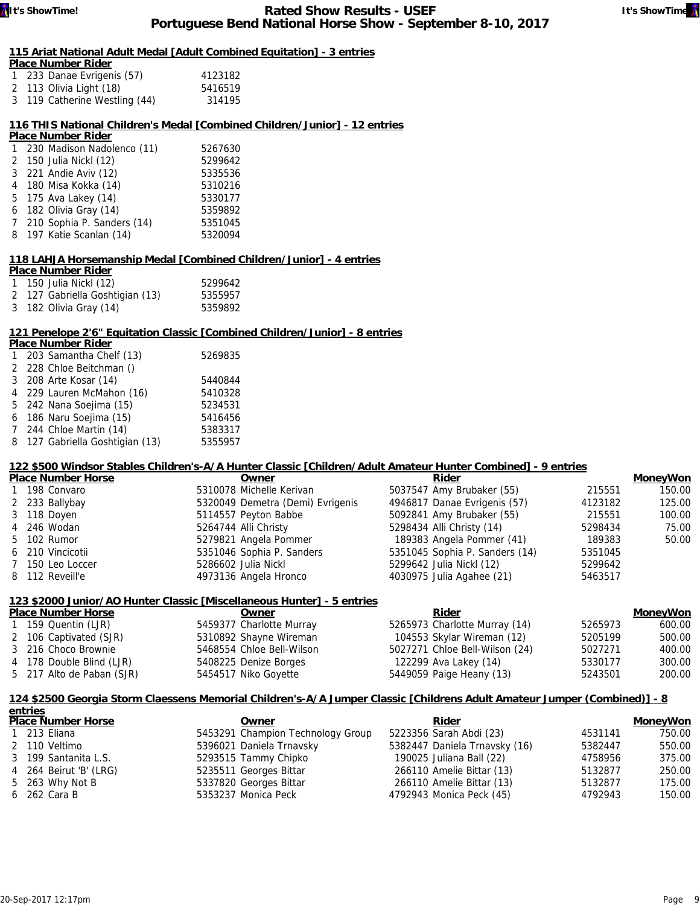### 115 Ariat National Adult Medal [Adult Combined Equitation] - 3 entries

| Place | Number | Rider | |
|---|---|---|---|
| 1 | 233 | Danae Evrigenis (57) | 4123182 |
| 2 | 113 | Olivia Light (18) | 5416519 |
| 3 | 119 | Catherine Westling (44) | 314195 |

### 116 THIS National Children's Medal [Combined Children/Junior] - 12 entries

| Place | Number | Rider | |
|---|---|---|---|
| 1 | 230 | Madison Nadolenco (11) | 5267630 |
| 2 | 150 | Julia Nickl (12) | 5299642 |
| 3 | 221 | Andie Aviv (12) | 5335536 |
| 4 | 180 | Misa Kokka (14) | 5310216 |
| 5 | 175 | Ava Lakey (14) | 5330177 |
| 6 | 182 | Olivia Gray (14) | 5359892 |
| 7 | 210 | Sophia P. Sanders (14) | 5351045 |
| 8 | 197 | Katie Scanlan (14) | 5320094 |

### 118 LAHJA Horsemanship Medal [Combined Children/Junior] - 4 entries

| Place | Number | Rider | |
|---|---|---|---|
| 1 | 150 | Julia Nickl (12) | 5299642 |
| 2 | 127 | Gabriella Goshtigian (13) | 5355957 |
| 3 | 182 | Olivia Gray (14) | 5359892 |

### 121 Penelope 2'6" Equitation Classic [Combined Children/Junior] - 8 entries

| Place | Number | Rider | |
|---|---|---|---|
| 1 | 203 | Samantha Chelf (13) | 5269835 |
| 2 | 228 | Chloe Beitchman () | |
| 3 | 208 | Arte Kosar (14) | 5440844 |
| 4 | 229 | Lauren McMahon (16) | 5410328 |
| 5 | 242 | Nana Soejima (15) | 5234531 |
| 6 | 186 | Naru Soejima (15) | 5416456 |
| 7 | 244 | Chloe Martin (14) | 5383317 |
| 8 | 127 | Gabriella Goshtigian (13) | 5355957 |

### 122 $500 Windsor Stables Children's-A/A Hunter Classic [Children/Adult Amateur Hunter Combined] - 9 entries

| Place | Number | Horse | Owner | Rider | | MoneyWon |
|---|---|---|---|---|---|---|
| 1 | 198 | Convaro | 5310078 Michelle Kerivan | 5037547 Amy Brubaker (55) | 215551 | 150.00 |
| 2 | 233 | Ballybay | 5320049 Demetra (Demi) Evrigenis | 4946817 Danae Evrigenis (57) | 4123182 | 125.00 |
| 3 | 118 | Doyen | 5114557 Peyton Babbe | 5092841 Amy Brubaker (55) | 215551 | 100.00 |
| 4 | 246 | Wodan | 5264744 Alli Christy | 5298434 Alli Christy (14) | 5298434 | 75.00 |
| 5 | 102 | Rumor | 5279821 Angela Pommer | 189383 Angela Pommer (41) | 189383 | 50.00 |
| 6 | 210 | Vincicotii | 5351046 Sophia P. Sanders | 5351045 Sophia P. Sanders (14) | 5351045 | |
| 7 | 150 | Leo Loccer | 5286602 Julia Nickl | 5299642 Julia Nickl (12) | 5299642 | |
| 8 | 112 | Reveill'e | 4973136 Angela Hronco | 4030975 Julia Agahee (21) | 5463517 | |

### 123 $2000 Junior/AO Hunter Classic [Miscellaneous Hunter] - 5 entries

| Place | Number | Horse | Owner | Rider | | MoneyWon |
|---|---|---|---|---|---|---|
| 1 | 159 | Quentin (LJR) | 5459377 Charlotte Murray | 5265973 Charlotte Murray (14) | 5265973 | 600.00 |
| 2 | 106 | Captivated (SJR) | 5310892 Shayne Wireman | 104553 Skylar Wireman (12) | 5205199 | 500.00 |
| 3 | 216 | Choco Brownie | 5468554 Chloe Bell-Wilson | 5027271 Chloe Bell-Wilson (24) | 5027271 | 400.00 |
| 4 | 178 | Double Blind (LJR) | 5408225 Denize Borges | 122299 Ava Lakey (14) | 5330177 | 300.00 |
| 5 | 217 | Alto de Paban (SJR) | 5454517 Niko Goyette | 5449059 Paige Heany (13) | 5243501 | 200.00 |

### 124 $2500 Georgia Storm Claessens Memorial Children's-A/A Jumper Classic [Childrens Adult Amateur Jumper (Combined)] - 8 entries

| Place | Number | Horse | Owner | Rider | | MoneyWon |
|---|---|---|---|---|---|---|
| 1 | 213 | Eliana | 5453291 Champion Technology Group | 5223356 Sarah Abdi (23) | 4531141 | 750.00 |
| 2 | 110 | Veltimo | 5396021 Daniela Trnavsky | 5382447 Daniela Trnavsky (16) | 5382447 | 550.00 |
| 3 | 199 | Santanita L.S. | 5293515 Tammy Chipko | 190025 Juliana Ball (22) | 4758956 | 375.00 |
| 4 | 264 | Beirut 'B' (LRG) | 5235511 Georges Bittar | 266110 Amelie Bittar (13) | 5132877 | 250.00 |
| 5 | 263 | Why Not B | 5337820 Georges Bittar | 266110 Amelie Bittar (13) | 5132877 | 175.00 |
| 6 | 262 | Cara B | 5353237 Monica Peck | 4792943 Monica Peck (45) | 4792943 | 150.00 |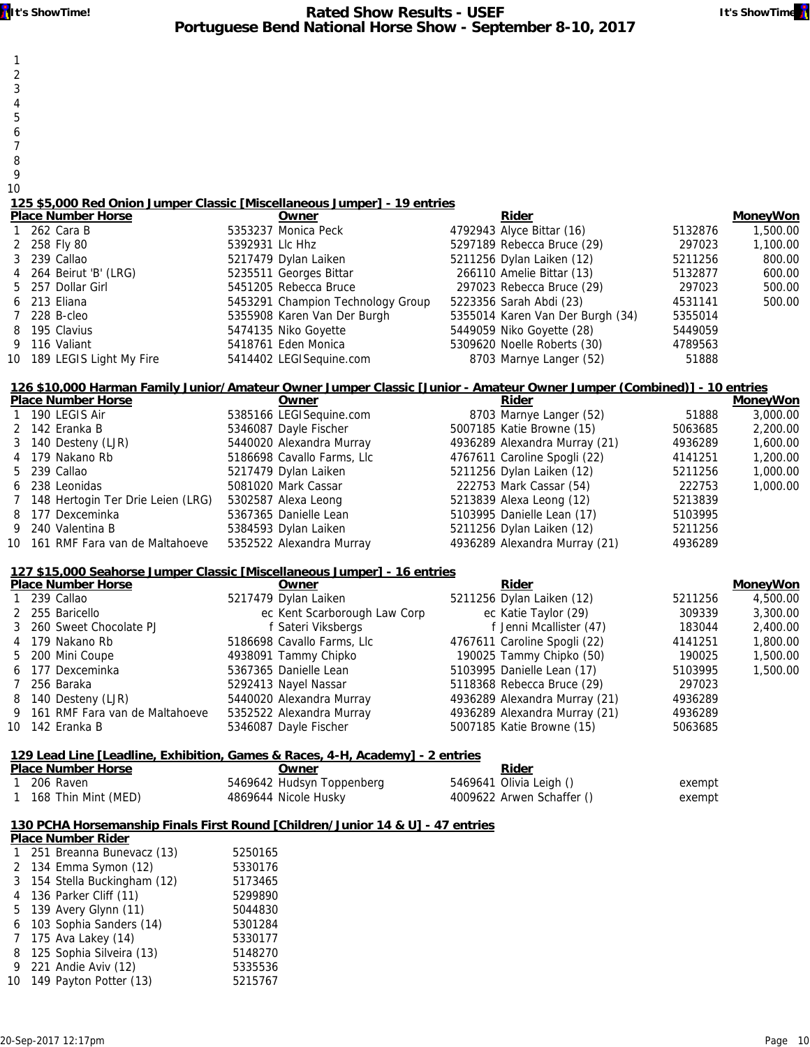1
2
3
4
5
6
7
8
9
10

### 125 $5,000 Red Onion Jumper Classic [Miscellaneous Jumper] - 19 entries

| Place | Number | Horse | Owner | Rider | | MoneyWon |
|---|---|---|---|---|---|---|
| 1 | 262 | Cara B | 5353237 Monica Peck | 4792943 Alyce Bittar (16) | 5132876 | 1,500.00 |
| 2 | 258 | Fly 80 | 5392931 Llc Hhz | 5297189 Rebecca Bruce (29) | 297023 | 1,100.00 |
| 3 | 239 | Callao | 5217479 Dylan Laiken | 5211256 Dylan Laiken (12) | 5211256 | 800.00 |
| 4 | 264 | Beirut 'B' (LRG) | 5235511 Georges Bittar | 266110 Amelie Bittar (13) | 5132877 | 600.00 |
| 5 | 257 | Dollar Girl | 5451205 Rebecca Bruce | 297023 Rebecca Bruce (29) | 297023 | 500.00 |
| 6 | 213 | Eliana | 5453291 Champion Technology Group | 5223356 Sarah Abdi (23) | 4531141 | 500.00 |
| 7 | 228 | B-cleo | 5355908 Karen Van Der Burgh | 5355014 Karen Van Der Burgh (34) | 5355014 | |
| 8 | 195 | Clavius | 5474135 Niko Goyette | 5449059 Niko Goyette (28) | 5449059 | |
| 9 | 116 | Valiant | 5418761 Eden Monica | 5309620 Noelle Roberts (30) | 4789563 | |
| 10 | 189 | LEGIS Light My Fire | 5414402 LEGISequine.com | 8703 Marnye Langer (52) | 51888 | |

### 126 $10,000 Harman Family Junior/Amateur Owner Jumper Classic [Junior - Amateur Owner Jumper (Combined)] - 10 entries

| Place | Number | Horse | Owner | Rider | | MoneyWon |
|---|---|---|---|---|---|---|
| 1 | 190 | LEGIS Air | 5385166 LEGISequine.com | 8703 Marnye Langer (52) | 51888 | 3,000.00 |
| 2 | 142 | Eranka B | 5346087 Dayle Fischer | 5007185 Katie Browne (15) | 5063685 | 2,200.00 |
| 3 | 140 | Desteny (LJR) | 5440020 Alexandra Murray | 4936289 Alexandra Murray (21) | 4936289 | 1,600.00 |
| 4 | 179 | Nakano Rb | 5186698 Cavallo Farms, Llc | 4767611 Caroline Spogli (22) | 4141251 | 1,200.00 |
| 5 | 239 | Callao | 5217479 Dylan Laiken | 5211256 Dylan Laiken (12) | 5211256 | 1,000.00 |
| 6 | 238 | Leonidas | 5081020 Mark Cassar | 222753 Mark Cassar (54) | 222753 | 1,000.00 |
| 7 | 148 | Hertogin Ter Drie Leien (LRG) | 5302587 Alexa Leong | 5213839 Alexa Leong (12) | 5213839 | |
| 8 | 177 | Dexceminka | 5367365 Danielle Lean | 5103995 Danielle Lean (17) | 5103995 | |
| 9 | 240 | Valentina B | 5384593 Dylan Laiken | 5211256 Dylan Laiken (12) | 5211256 | |
| 10 | 161 | RMF Fara van de Maltahoeve | 5352522 Alexandra Murray | 4936289 Alexandra Murray (21) | 4936289 | |

### 127 $15,000 Seahorse Jumper Classic [Miscellaneous Jumper] - 16 entries

| Place | Number | Horse | Owner | Rider | | MoneyWon |
|---|---|---|---|---|---|---|
| 1 | 239 | Callao | 5217479 Dylan Laiken | 5211256 Dylan Laiken (12) | 5211256 | 4,500.00 |
| 2 | 255 | Baricello | ec Kent Scarborough Law Corp | ec Katie Taylor (29) | 309339 | 3,300.00 |
| 3 | 260 | Sweet Chocolate PJ | f Sateri Viksbergs | f Jenni Mcallister (47) | 183044 | 2,400.00 |
| 4 | 179 | Nakano Rb | 5186698 Cavallo Farms, Llc | 4767611 Caroline Spogli (22) | 4141251 | 1,800.00 |
| 5 | 200 | Mini Coupe | 4938091 Tammy Chipko | 190025 Tammy Chipko (50) | 190025 | 1,500.00 |
| 6 | 177 | Dexceminka | 5367365 Danielle Lean | 5103995 Danielle Lean (17) | 5103995 | 1,500.00 |
| 7 | 256 | Baraka | 5292413 Nayel Nassar | 5118368 Rebecca Bruce (29) | 297023 | |
| 8 | 140 | Desteny (LJR) | 5440020 Alexandra Murray | 4936289 Alexandra Murray (21) | 4936289 | |
| 9 | 161 | RMF Fara van de Maltahoeve | 5352522 Alexandra Murray | 4936289 Alexandra Murray (21) | 4936289 | |
| 10 | 142 | Eranka B | 5346087 Dayle Fischer | 5007185 Katie Browne (15) | 5063685 | |

### 129 Lead Line [Leadline, Exhibition, Games & Races, 4-H, Academy] - 2 entries

| Place | Number | Horse | Owner | Rider | |
|---|---|---|---|---|---|
| 1 | 206 | Raven | 5469642 Hudsyn Toppenberg | 5469641 Olivia Leigh () | exempt |
| 1 | 168 | Thin Mint (MED) | 4869644 Nicole Husky | 4009622 Arwen Schaffer () | exempt |

### 130 PCHA Horsemanship Finals First Round [Children/Junior 14 & U] - 47 entries

| Place | Number | Rider | |
|---|---|---|---|
| 1 | 251 | Breanna Bunevacz (13) | 5250165 |
| 2 | 134 | Emma Symon (12) | 5330176 |
| 3 | 154 | Stella Buckingham (12) | 5173465 |
| 4 | 136 | Parker Cliff (11) | 5299890 |
| 5 | 139 | Avery Glynn (11) | 5044830 |
| 6 | 103 | Sophia Sanders (14) | 5301284 |
| 7 | 175 | Ava Lakey (14) | 5330177 |
| 8 | 125 | Sophia Silveira (13) | 5148270 |
| 9 | 221 | Andie Aviv (12) | 5335536 |
| 10 | 149 | Payton Potter (13) | 5215767 |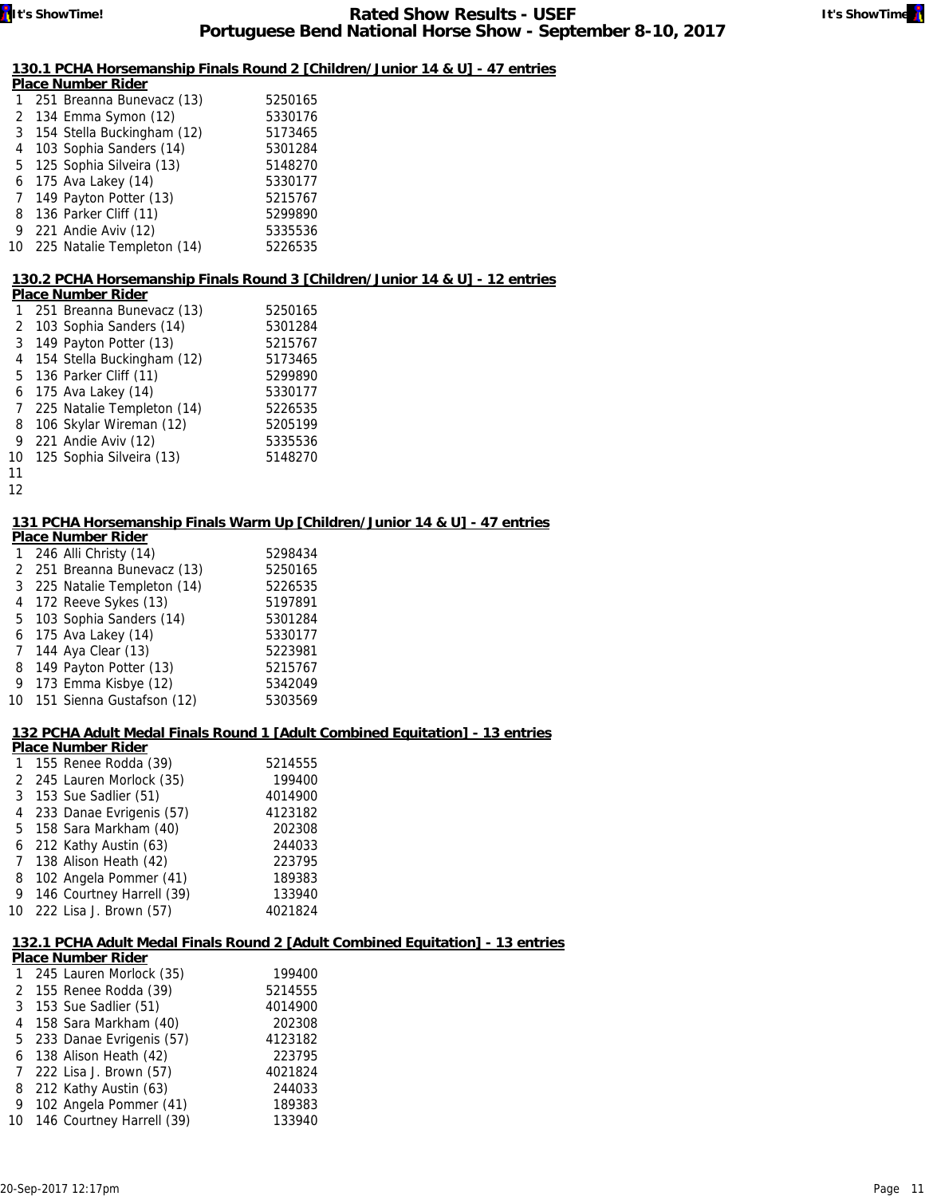### 130.1 PCHA Horsemanship Finals Round 2 [Children/Junior 14 & U] - 47 entries

| Place | Number | Rider | |
|---|---|---|---|
| 1 | 251 | Breanna Bunevacz (13) | 5250165 |
| 2 | 134 | Emma Symon (12) | 5330176 |
| 3 | 154 | Stella Buckingham (12) | 5173465 |
| 4 | 103 | Sophia Sanders (14) | 5301284 |
| 5 | 125 | Sophia Silveira (13) | 5148270 |
| 6 | 175 | Ava Lakey (14) | 5330177 |
| 7 | 149 | Payton Potter (13) | 5215767 |
| 8 | 136 | Parker Cliff (11) | 5299890 |
| 9 | 221 | Andie Aviv (12) | 5335536 |
| 10 | 225 | Natalie Templeton (14) | 5226535 |

### 130.2 PCHA Horsemanship Finals Round 3 [Children/Junior 14 & U] - 12 entries

| Place | Number | Rider | |
|---|---|---|---|
| 1 | 251 | Breanna Bunevacz (13) | 5250165 |
| 2 | 103 | Sophia Sanders (14) | 5301284 |
| 3 | 149 | Payton Potter (13) | 5215767 |
| 4 | 154 | Stella Buckingham (12) | 5173465 |
| 5 | 136 | Parker Cliff (11) | 5299890 |
| 6 | 175 | Ava Lakey (14) | 5330177 |
| 7 | 225 | Natalie Templeton (14) | 5226535 |
| 8 | 106 | Skylar Wireman (12) | 5205199 |
| 9 | 221 | Andie Aviv (12) | 5335536 |
| 10 | 125 | Sophia Silveira (13) | 5148270 |
| 11 | | | |
| 12 | | | |

### 131 PCHA Horsemanship Finals Warm Up [Children/Junior 14 & U] - 47 entries

| Place | Number | Rider | |
|---|---|---|---|
| 1 | 246 | Alli Christy (14) | 5298434 |
| 2 | 251 | Breanna Bunevacz (13) | 5250165 |
| 3 | 225 | Natalie Templeton (14) | 5226535 |
| 4 | 172 | Reeve Sykes (13) | 5197891 |
| 5 | 103 | Sophia Sanders (14) | 5301284 |
| 6 | 175 | Ava Lakey (14) | 5330177 |
| 7 | 144 | Aya Clear (13) | 5223981 |
| 8 | 149 | Payton Potter (13) | 5215767 |
| 9 | 173 | Emma Kisbye (12) | 5342049 |
| 10 | 151 | Sienna Gustafson (12) | 5303569 |

### 132 PCHA Adult Medal Finals Round 1 [Adult Combined Equitation] - 13 entries

| Place | Number | Rider | |
|---|---|---|---|
| 1 | 155 | Renee Rodda (39) | 5214555 |
| 2 | 245 | Lauren Morlock (35) | 199400 |
| 3 | 153 | Sue Sadlier (51) | 4014900 |
| 4 | 233 | Danae Evrigenis (57) | 4123182 |
| 5 | 158 | Sara Markham (40) | 202308 |
| 6 | 212 | Kathy Austin (63) | 244033 |
| 7 | 138 | Alison Heath (42) | 223795 |
| 8 | 102 | Angela Pommer (41) | 189383 |
| 9 | 146 | Courtney Harrell (39) | 133940 |
| 10 | 222 | Lisa J. Brown (57) | 4021824 |

### 132.1 PCHA Adult Medal Finals Round 2 [Adult Combined Equitation] - 13 entries

| Place | Number | Rider | |
|---|---|---|---|
| 1 | 245 | Lauren Morlock (35) | 199400 |
| 2 | 155 | Renee Rodda (39) | 5214555 |
| 3 | 153 | Sue Sadlier (51) | 4014900 |
| 4 | 158 | Sara Markham (40) | 202308 |
| 5 | 233 | Danae Evrigenis (57) | 4123182 |
| 6 | 138 | Alison Heath (42) | 223795 |
| 7 | 222 | Lisa J. Brown (57) | 4021824 |
| 8 | 212 | Kathy Austin (63) | 244033 |
| 9 | 102 | Angela Pommer (41) | 189383 |
| 10 | 146 | Courtney Harrell (39) | 133940 |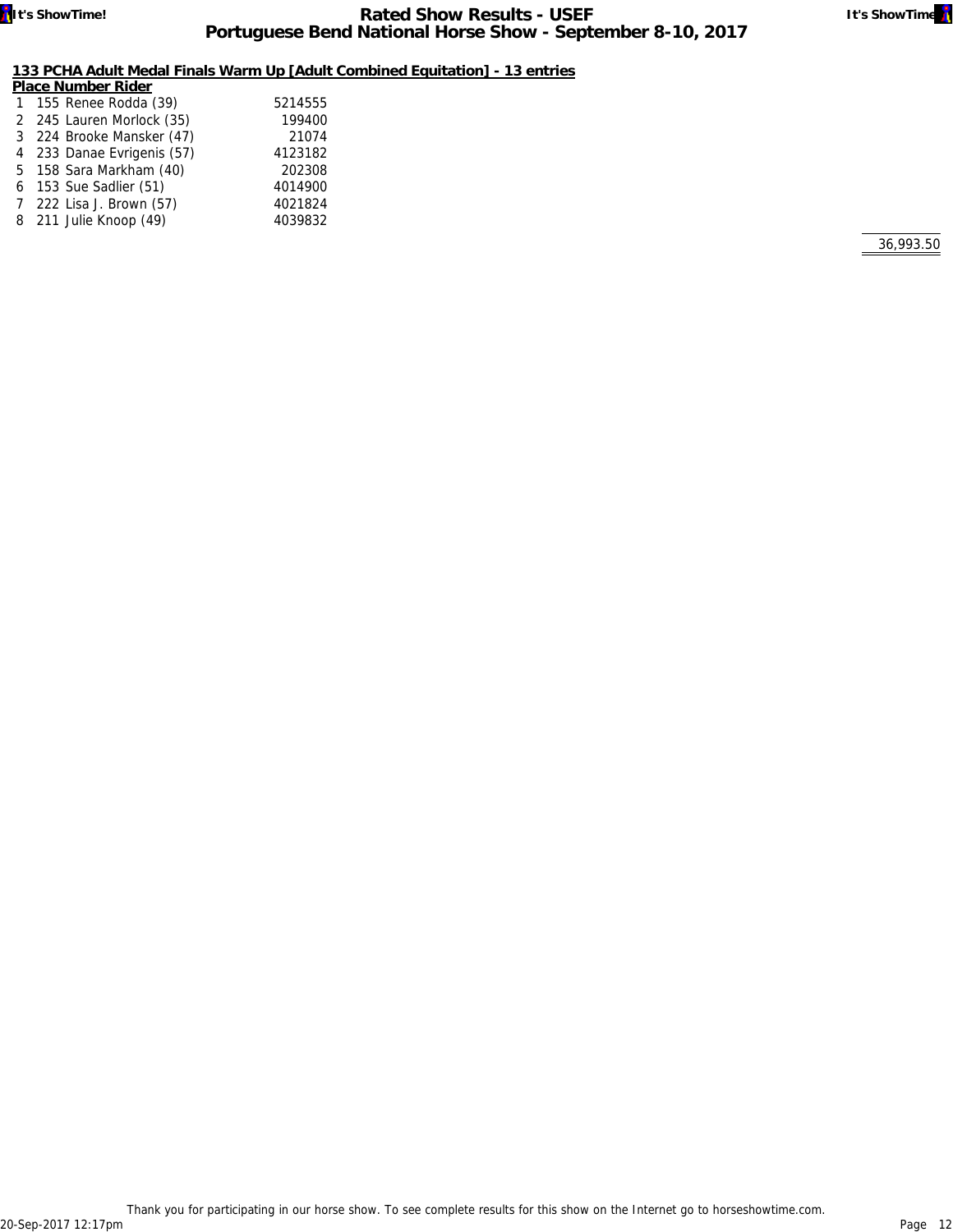### 133 PCHA Adult Medal Finals Warm Up [Adult Combined Equitation] - 13 entries

| Place | Number | Rider | |
|---|---|---|---|
| 1 | 155 | Renee Rodda (39) | 5214555 |
| 2 | 245 | Lauren Morlock (35) | 199400 |
| 3 | 224 | Brooke Mansker (47) | 21074 |
| 4 | 233 | Danae Evrigenis (57) | 4123182 |
| 5 | 158 | Sara Markham (40) | 202308 |
| 6 | 153 | Sue Sadlier (51) | 4014900 |
| 7 | 222 | Lisa J. Brown (57) | 4021824 |
| 8 | 211 | Julie Knoop (49) | 4039832 |

36,993.50

Thank you for participating in our horse show. To see complete results for this show on the Internet go to horseshowtime.com.

20-Sep-2017 12:17pm